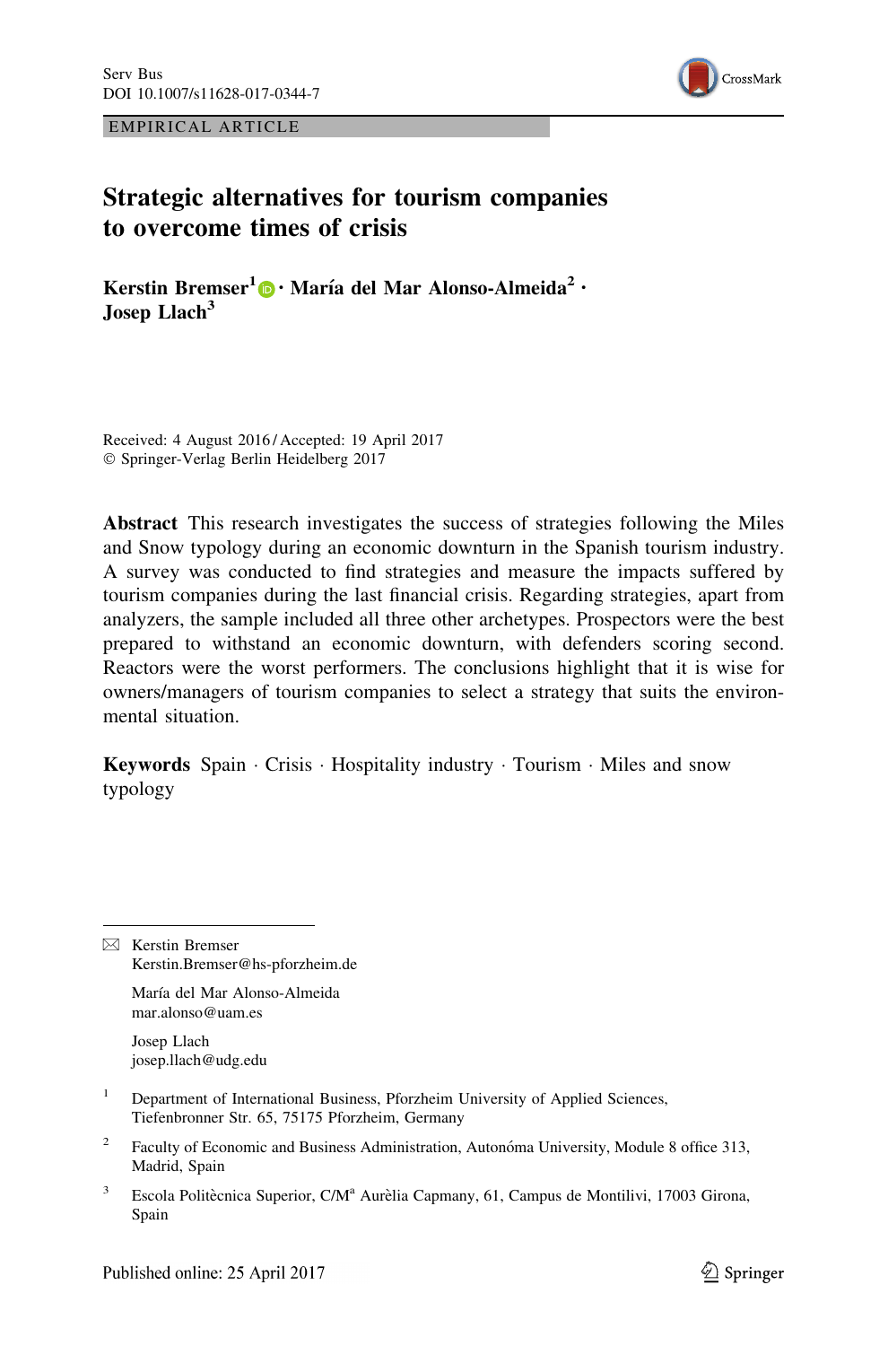EMPIRICAL ARTICLE

# Strategic alternatives for tourism companies to overcome times of crisis

**Kerstin Bremser[1] · María del Mar Alonso-Almeida[2] · Josep Llach[3]**

Received: 4 August 2016 / Accepted: 19 April 2017
© Springer-Verlag Berlin Heidelberg 2017

**Abstract** This research investigates the success of strategies following the Miles and Snow typology during an economic downturn in the Spanish tourism industry. A survey was conducted to find strategies and measure the impacts suffered by tourism companies during the last financial crisis. Regarding strategies, apart from analyzers, the sample included all three other archetypes. Prospectors were the best prepared to withstand an economic downturn, with defenders scoring second. Reactors were the worst performers. The conclusions highlight that it is wise for owners/managers of tourism companies to select a strategy that suits the environmental situation.

**Keywords** Spain · Crisis · Hospitality industry · Tourism · Miles and snow typology

---

✉ Kerstin Bremser
Kerstin.Bremser@hs-pforzheim.de

María del Mar Alonso-Almeida
mar.alonso@uam.es

Josep Llach
josep.llach@udg.edu

[1] Department of International Business, Pforzheim University of Applied Sciences, Tiefenbronner Str. 65, 75175 Pforzheim, Germany

[2] Faculty of Economic and Business Administration, Autonóma University, Module 8 office 313, Madrid, Spain

[3] Escola Politècnica Superior, C/Mª Aurèlia Capmany, 61, Campus de Montilivi, 17003 Girona, Spain

Published online: 25 April 2017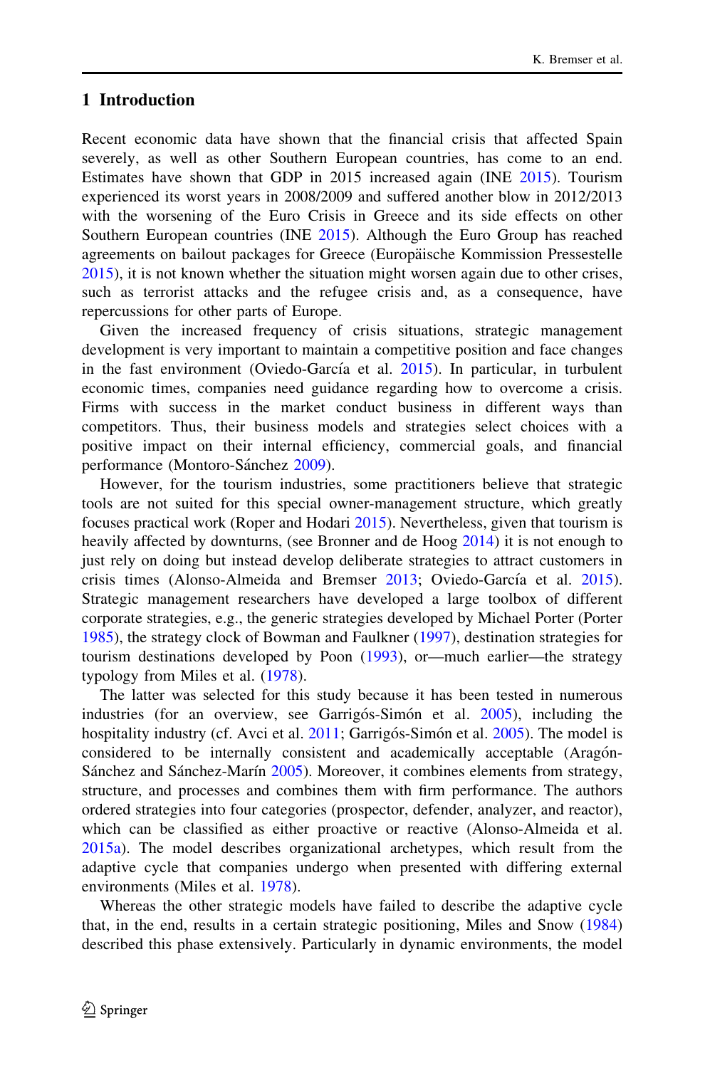## 1 Introduction

Recent economic data have shown that the financial crisis that affected Spain severely, as well as other Southern European countries, has come to an end. Estimates have shown that GDP in 2015 increased again (INE 2015). Tourism experienced its worst years in 2008/2009 and suffered another blow in 2012/2013 with the worsening of the Euro Crisis in Greece and its side effects on other Southern European countries (INE 2015). Although the Euro Group has reached agreements on bailout packages for Greece (Europäische Kommission Pressestelle 2015), it is not known whether the situation might worsen again due to other crises, such as terrorist attacks and the refugee crisis and, as a consequence, have repercussions for other parts of Europe.

Given the increased frequency of crisis situations, strategic management development is very important to maintain a competitive position and face changes in the fast environment (Oviedo-García et al. 2015). In particular, in turbulent economic times, companies need guidance regarding how to overcome a crisis. Firms with success in the market conduct business in different ways than competitors. Thus, their business models and strategies select choices with a positive impact on their internal efficiency, commercial goals, and financial performance (Montoro-Sánchez 2009).

However, for the tourism industries, some practitioners believe that strategic tools are not suited for this special owner-management structure, which greatly focuses practical work (Roper and Hodari 2015). Nevertheless, given that tourism is heavily affected by downturns, (see Bronner and de Hoog 2014) it is not enough to just rely on doing but instead develop deliberate strategies to attract customers in crisis times (Alonso-Almeida and Bremser 2013; Oviedo-García et al. 2015). Strategic management researchers have developed a large toolbox of different corporate strategies, e.g., the generic strategies developed by Michael Porter (Porter 1985), the strategy clock of Bowman and Faulkner (1997), destination strategies for tourism destinations developed by Poon (1993), or—much earlier—the strategy typology from Miles et al. (1978).

The latter was selected for this study because it has been tested in numerous industries (for an overview, see Garrigós-Simón et al. 2005), including the hospitality industry (cf. Avci et al. 2011; Garrigós-Simón et al. 2005). The model is considered to be internally consistent and academically acceptable (Aragón-Sánchez and Sánchez-Marín 2005). Moreover, it combines elements from strategy, structure, and processes and combines them with firm performance. The authors ordered strategies into four categories (prospector, defender, analyzer, and reactor), which can be classified as either proactive or reactive (Alonso-Almeida et al. 2015a). The model describes organizational archetypes, which result from the adaptive cycle that companies undergo when presented with differing external environments (Miles et al. 1978).

Whereas the other strategic models have failed to describe the adaptive cycle that, in the end, results in a certain strategic positioning, Miles and Snow (1984) described this phase extensively. Particularly in dynamic environments, the model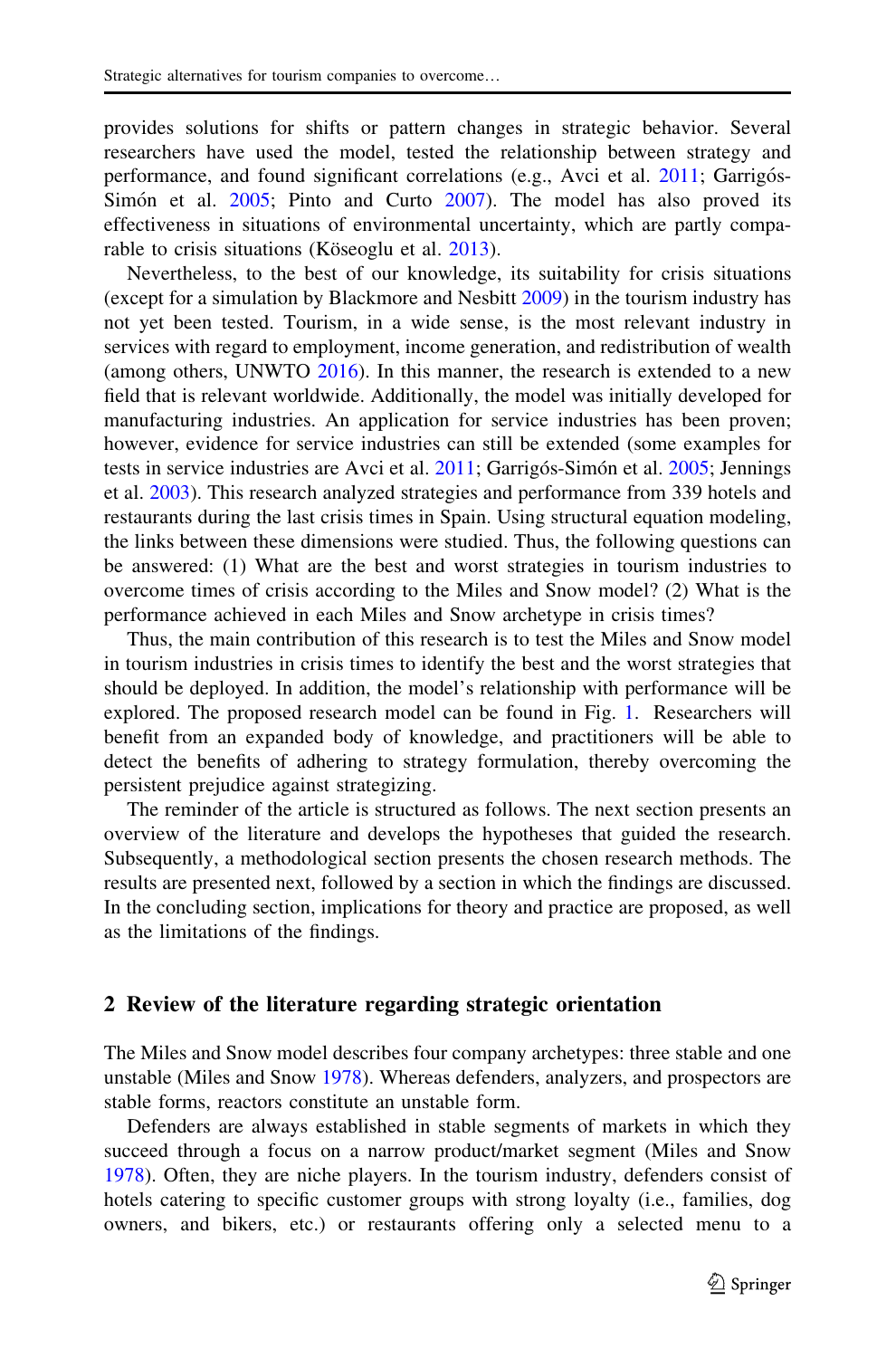provides solutions for shifts or pattern changes in strategic behavior. Several researchers have used the model, tested the relationship between strategy and performance, and found significant correlations (e.g., Avci et al. 2011; Garrigós-Simón et al. 2005; Pinto and Curto 2007). The model has also proved its effectiveness in situations of environmental uncertainty, which are partly comparable to crisis situations (Köseoglu et al. 2013).

Nevertheless, to the best of our knowledge, its suitability for crisis situations (except for a simulation by Blackmore and Nesbitt 2009) in the tourism industry has not yet been tested. Tourism, in a wide sense, is the most relevant industry in services with regard to employment, income generation, and redistribution of wealth (among others, UNWTO 2016). In this manner, the research is extended to a new field that is relevant worldwide. Additionally, the model was initially developed for manufacturing industries. An application for service industries has been proven; however, evidence for service industries can still be extended (some examples for tests in service industries are Avci et al. 2011; Garrigós-Simón et al. 2005; Jennings et al. 2003). This research analyzed strategies and performance from 339 hotels and restaurants during the last crisis times in Spain. Using structural equation modeling, the links between these dimensions were studied. Thus, the following questions can be answered: (1) What are the best and worst strategies in tourism industries to overcome times of crisis according to the Miles and Snow model? (2) What is the performance achieved in each Miles and Snow archetype in crisis times?

Thus, the main contribution of this research is to test the Miles and Snow model in tourism industries in crisis times to identify the best and the worst strategies that should be deployed. In addition, the model's relationship with performance will be explored. The proposed research model can be found in Fig. 1. Researchers will benefit from an expanded body of knowledge, and practitioners will be able to detect the benefits of adhering to strategy formulation, thereby overcoming the persistent prejudice against strategizing.

The reminder of the article is structured as follows. The next section presents an overview of the literature and develops the hypotheses that guided the research. Subsequently, a methodological section presents the chosen research methods. The results are presented next, followed by a section in which the findings are discussed. In the concluding section, implications for theory and practice are proposed, as well as the limitations of the findings.

## 2 Review of the literature regarding strategic orientation

The Miles and Snow model describes four company archetypes: three stable and one unstable (Miles and Snow 1978). Whereas defenders, analyzers, and prospectors are stable forms, reactors constitute an unstable form.

Defenders are always established in stable segments of markets in which they succeed through a focus on a narrow product/market segment (Miles and Snow 1978). Often, they are niche players. In the tourism industry, defenders consist of hotels catering to specific customer groups with strong loyalty (i.e., families, dog owners, and bikers, etc.) or restaurants offering only a selected menu to a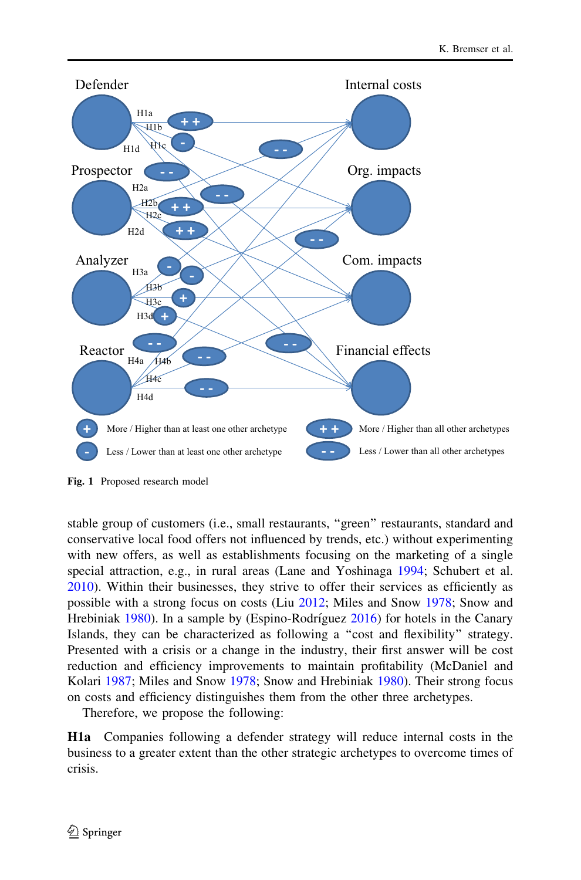Fig. 1 Proposed research model

stable group of customers (i.e., small restaurants, "green" restaurants, standard and conservative local food offers not influenced by trends, etc.) without experimenting with new offers, as well as establishments focusing on the marketing of a single special attraction, e.g., in rural areas (Lane and Yoshinaga 1994; Schubert et al. 2010). Within their businesses, they strive to offer their services as efficiently as possible with a strong focus on costs (Liu 2012; Miles and Snow 1978; Snow and Hrebiniak 1980). In a sample by (Espino-Rodríguez 2016) for hotels in the Canary Islands, they can be characterized as following a "cost and flexibility" strategy. Presented with a crisis or a change in the industry, their first answer will be cost reduction and efficiency improvements to maintain profitability (McDaniel and Kolari 1987; Miles and Snow 1978; Snow and Hrebiniak 1980). Their strong focus on costs and efficiency distinguishes them from the other three archetypes.

Therefore, we propose the following:

**H1a** Companies following a defender strategy will reduce internal costs in the business to a greater extent than the other strategic archetypes to overcome times of crisis.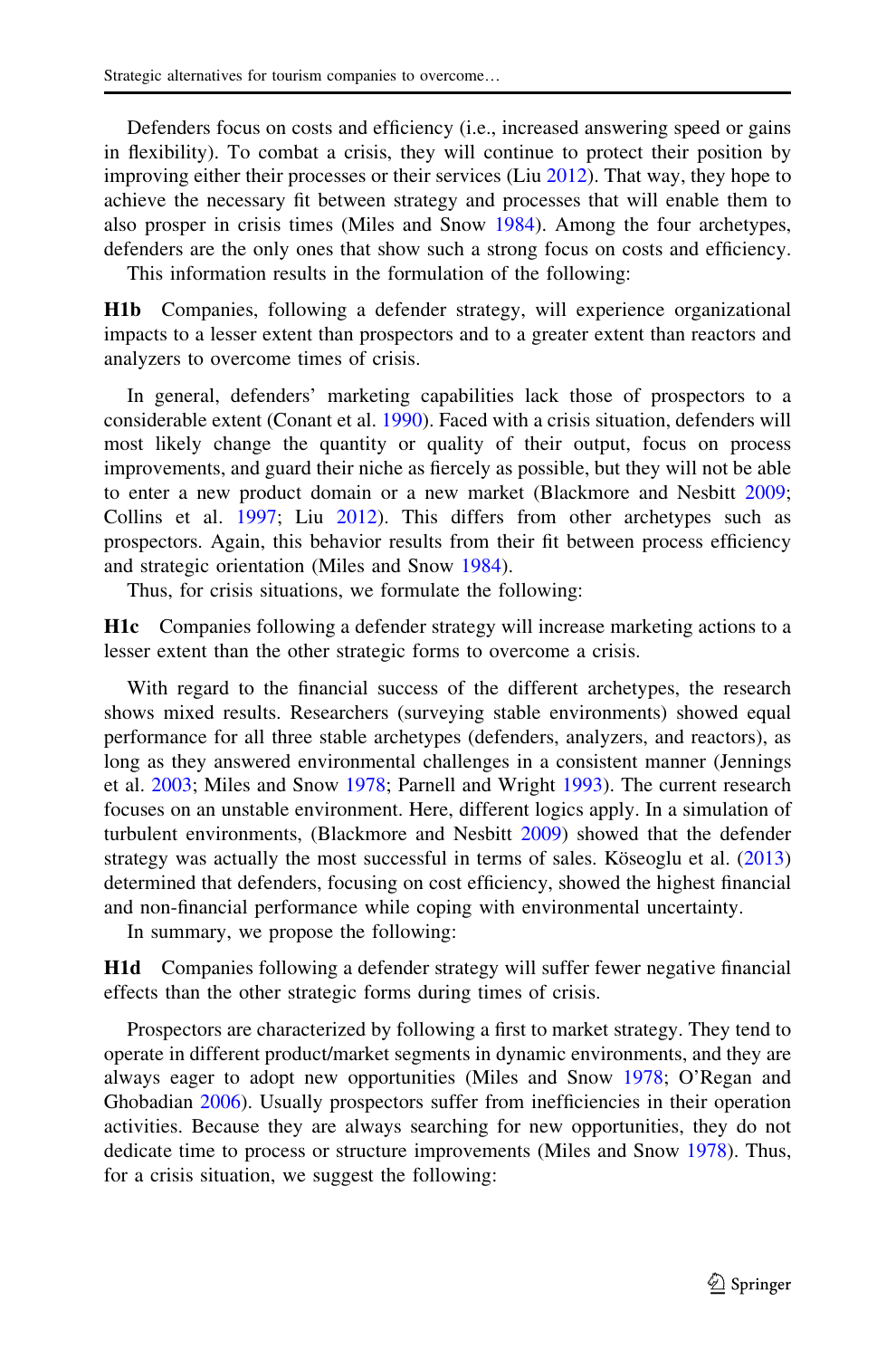Defenders focus on costs and efficiency (i.e., increased answering speed or gains in flexibility). To combat a crisis, they will continue to protect their position by improving either their processes or their services (Liu 2012). That way, they hope to achieve the necessary fit between strategy and processes that will enable them to also prosper in crisis times (Miles and Snow 1984). Among the four archetypes, defenders are the only ones that show such a strong focus on costs and efficiency.

This information results in the formulation of the following:

**H1b** Companies, following a defender strategy, will experience organizational impacts to a lesser extent than prospectors and to a greater extent than reactors and analyzers to overcome times of crisis.

In general, defenders' marketing capabilities lack those of prospectors to a considerable extent (Conant et al. 1990). Faced with a crisis situation, defenders will most likely change the quantity or quality of their output, focus on process improvements, and guard their niche as fiercely as possible, but they will not be able to enter a new product domain or a new market (Blackmore and Nesbitt 2009; Collins et al. 1997; Liu 2012). This differs from other archetypes such as prospectors. Again, this behavior results from their fit between process efficiency and strategic orientation (Miles and Snow 1984).

Thus, for crisis situations, we formulate the following:

**H1c** Companies following a defender strategy will increase marketing actions to a lesser extent than the other strategic forms to overcome a crisis.

With regard to the financial success of the different archetypes, the research shows mixed results. Researchers (surveying stable environments) showed equal performance for all three stable archetypes (defenders, analyzers, and reactors), as long as they answered environmental challenges in a consistent manner (Jennings et al. 2003; Miles and Snow 1978; Parnell and Wright 1993). The current research focuses on an unstable environment. Here, different logics apply. In a simulation of turbulent environments, (Blackmore and Nesbitt 2009) showed that the defender strategy was actually the most successful in terms of sales. Köseoglu et al. (2013) determined that defenders, focusing on cost efficiency, showed the highest financial and non-financial performance while coping with environmental uncertainty.

In summary, we propose the following:

**H1d** Companies following a defender strategy will suffer fewer negative financial effects than the other strategic forms during times of crisis.

Prospectors are characterized by following a first to market strategy. They tend to operate in different product/market segments in dynamic environments, and they are always eager to adopt new opportunities (Miles and Snow 1978; O'Regan and Ghobadian 2006). Usually prospectors suffer from inefficiencies in their operation activities. Because they are always searching for new opportunities, they do not dedicate time to process or structure improvements (Miles and Snow 1978). Thus, for a crisis situation, we suggest the following: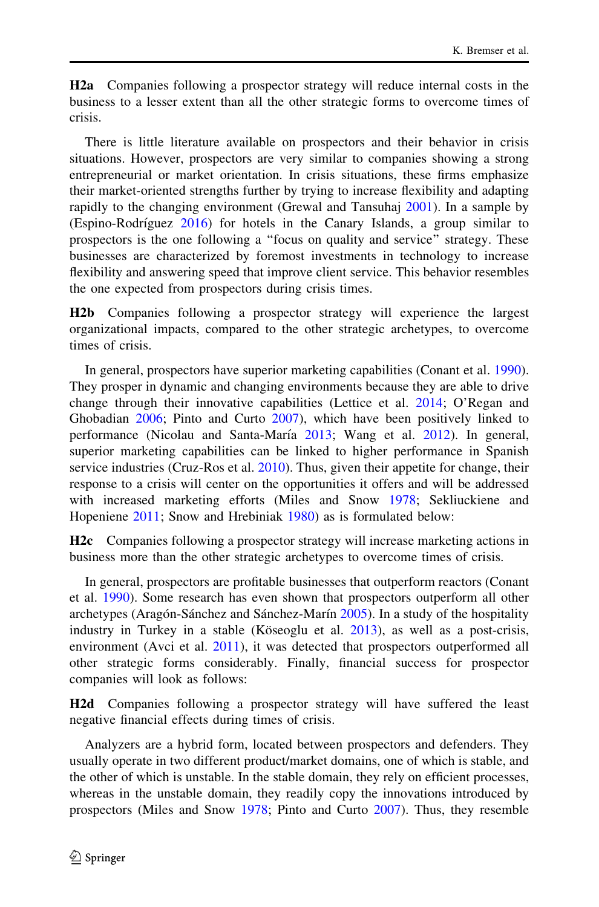**H2a** Companies following a prospector strategy will reduce internal costs in the business to a lesser extent than all the other strategic forms to overcome times of crisis.

There is little literature available on prospectors and their behavior in crisis situations. However, prospectors are very similar to companies showing a strong entrepreneurial or market orientation. In crisis situations, these firms emphasize their market-oriented strengths further by trying to increase flexibility and adapting rapidly to the changing environment (Grewal and Tansuhaj 2001). In a sample by (Espino-Rodríguez 2016) for hotels in the Canary Islands, a group similar to prospectors is the one following a "focus on quality and service" strategy. These businesses are characterized by foremost investments in technology to increase flexibility and answering speed that improve client service. This behavior resembles the one expected from prospectors during crisis times.

**H2b** Companies following a prospector strategy will experience the largest organizational impacts, compared to the other strategic archetypes, to overcome times of crisis.

In general, prospectors have superior marketing capabilities (Conant et al. 1990). They prosper in dynamic and changing environments because they are able to drive change through their innovative capabilities (Lettice et al. 2014; O'Regan and Ghobadian 2006; Pinto and Curto 2007), which have been positively linked to performance (Nicolau and Santa-María 2013; Wang et al. 2012). In general, superior marketing capabilities can be linked to higher performance in Spanish service industries (Cruz-Ros et al. 2010). Thus, given their appetite for change, their response to a crisis will center on the opportunities it offers and will be addressed with increased marketing efforts (Miles and Snow 1978; Sekliuckiene and Hopeniene 2011; Snow and Hrebiniak 1980) as is formulated below:

**H2c** Companies following a prospector strategy will increase marketing actions in business more than the other strategic archetypes to overcome times of crisis.

In general, prospectors are profitable businesses that outperform reactors (Conant et al. 1990). Some research has even shown that prospectors outperform all other archetypes (Aragón-Sánchez and Sánchez-Marín 2005). In a study of the hospitality industry in Turkey in a stable (Köseoglu et al. 2013), as well as a post-crisis, environment (Avci et al. 2011), it was detected that prospectors outperformed all other strategic forms considerably. Finally, financial success for prospector companies will look as follows:

**H2d** Companies following a prospector strategy will have suffered the least negative financial effects during times of crisis.

Analyzers are a hybrid form, located between prospectors and defenders. They usually operate in two different product/market domains, one of which is stable, and the other of which is unstable. In the stable domain, they rely on efficient processes, whereas in the unstable domain, they readily copy the innovations introduced by prospectors (Miles and Snow 1978; Pinto and Curto 2007). Thus, they resemble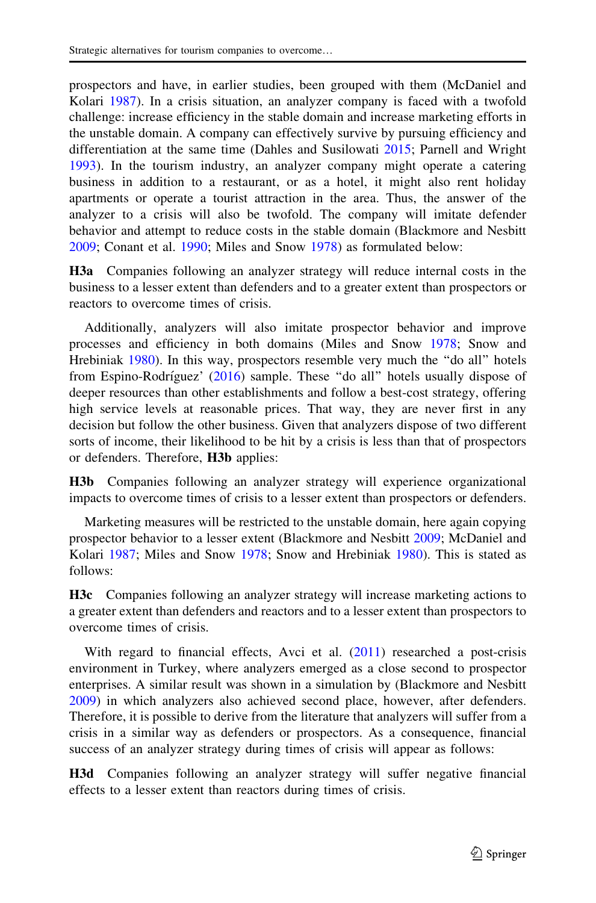prospectors and have, in earlier studies, been grouped with them (McDaniel and Kolari 1987). In a crisis situation, an analyzer company is faced with a twofold challenge: increase efficiency in the stable domain and increase marketing efforts in the unstable domain. A company can effectively survive by pursuing efficiency and differentiation at the same time (Dahles and Susilowati 2015; Parnell and Wright 1993). In the tourism industry, an analyzer company might operate a catering business in addition to a restaurant, or as a hotel, it might also rent holiday apartments or operate a tourist attraction in the area. Thus, the answer of the analyzer to a crisis will also be twofold. The company will imitate defender behavior and attempt to reduce costs in the stable domain (Blackmore and Nesbitt 2009; Conant et al. 1990; Miles and Snow 1978) as formulated below:

**H3a** Companies following an analyzer strategy will reduce internal costs in the business to a lesser extent than defenders and to a greater extent than prospectors or reactors to overcome times of crisis.

Additionally, analyzers will also imitate prospector behavior and improve processes and efficiency in both domains (Miles and Snow 1978; Snow and Hrebiniak 1980). In this way, prospectors resemble very much the "do all" hotels from Espino-Rodríguez' (2016) sample. These "do all" hotels usually dispose of deeper resources than other establishments and follow a best-cost strategy, offering high service levels at reasonable prices. That way, they are never first in any decision but follow the other business. Given that analyzers dispose of two different sorts of income, their likelihood to be hit by a crisis is less than that of prospectors or defenders. Therefore, **H3b** applies:

**H3b** Companies following an analyzer strategy will experience organizational impacts to overcome times of crisis to a lesser extent than prospectors or defenders.

Marketing measures will be restricted to the unstable domain, here again copying prospector behavior to a lesser extent (Blackmore and Nesbitt 2009; McDaniel and Kolari 1987; Miles and Snow 1978; Snow and Hrebiniak 1980). This is stated as follows:

**H3c** Companies following an analyzer strategy will increase marketing actions to a greater extent than defenders and reactors and to a lesser extent than prospectors to overcome times of crisis.

With regard to financial effects, Avci et al. (2011) researched a post-crisis environment in Turkey, where analyzers emerged as a close second to prospector enterprises. A similar result was shown in a simulation by (Blackmore and Nesbitt 2009) in which analyzers also achieved second place, however, after defenders. Therefore, it is possible to derive from the literature that analyzers will suffer from a crisis in a similar way as defenders or prospectors. As a consequence, financial success of an analyzer strategy during times of crisis will appear as follows:

**H3d** Companies following an analyzer strategy will suffer negative financial effects to a lesser extent than reactors during times of crisis.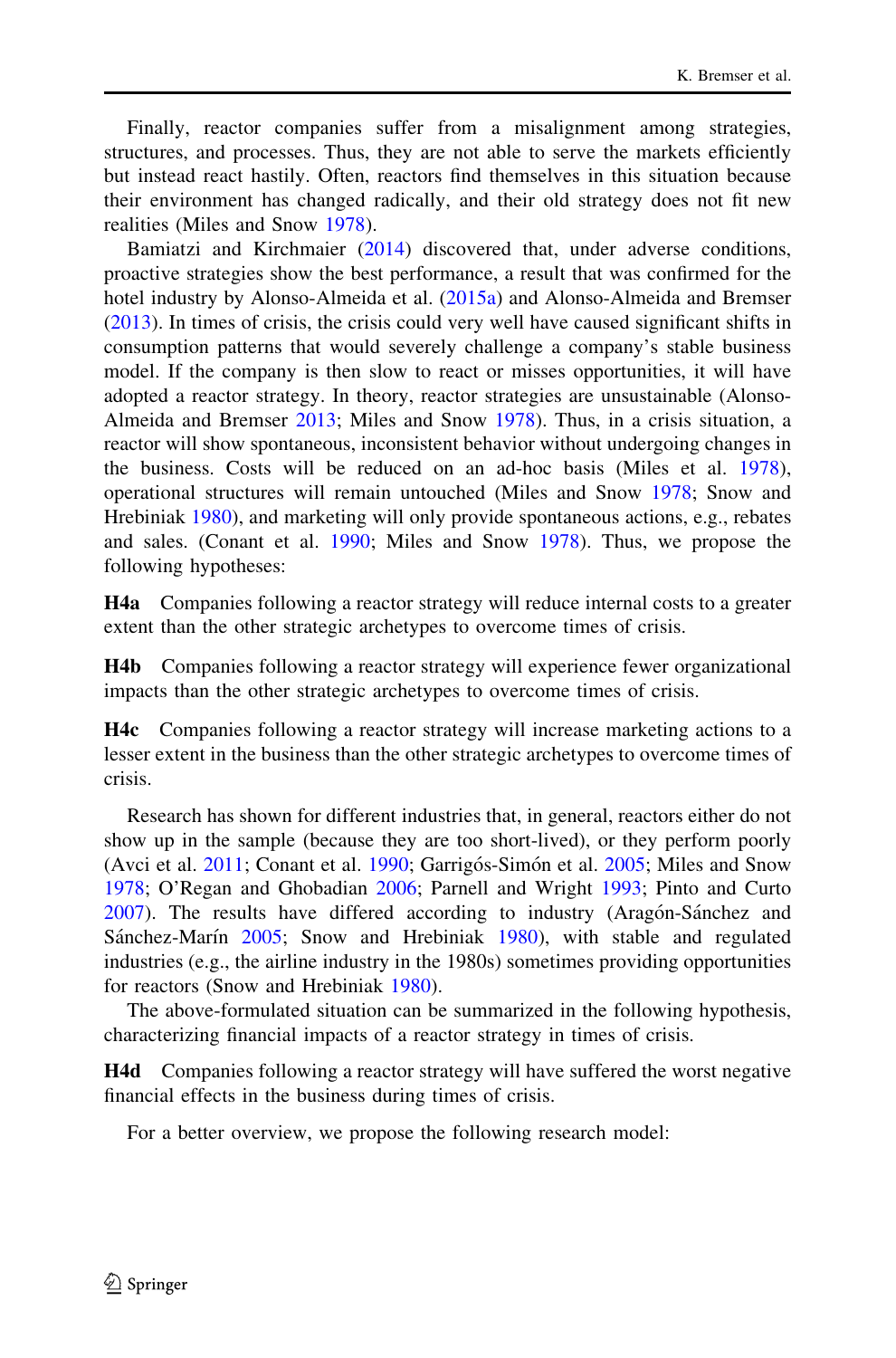Finally, reactor companies suffer from a misalignment among strategies, structures, and processes. Thus, they are not able to serve the markets efficiently but instead react hastily. Often, reactors find themselves in this situation because their environment has changed radically, and their old strategy does not fit new realities (Miles and Snow 1978).

Bamiatzi and Kirchmaier (2014) discovered that, under adverse conditions, proactive strategies show the best performance, a result that was confirmed for the hotel industry by Alonso-Almeida et al. (2015a) and Alonso-Almeida and Bremser (2013). In times of crisis, the crisis could very well have caused significant shifts in consumption patterns that would severely challenge a company's stable business model. If the company is then slow to react or misses opportunities, it will have adopted a reactor strategy. In theory, reactor strategies are unsustainable (Alonso-Almeida and Bremser 2013; Miles and Snow 1978). Thus, in a crisis situation, a reactor will show spontaneous, inconsistent behavior without undergoing changes in the business. Costs will be reduced on an ad-hoc basis (Miles et al. 1978), operational structures will remain untouched (Miles and Snow 1978; Snow and Hrebiniak 1980), and marketing will only provide spontaneous actions, e.g., rebates and sales. (Conant et al. 1990; Miles and Snow 1978). Thus, we propose the following hypotheses:

**H4a** Companies following a reactor strategy will reduce internal costs to a greater extent than the other strategic archetypes to overcome times of crisis.

**H4b** Companies following a reactor strategy will experience fewer organizational impacts than the other strategic archetypes to overcome times of crisis.

**H4c** Companies following a reactor strategy will increase marketing actions to a lesser extent in the business than the other strategic archetypes to overcome times of crisis.

Research has shown for different industries that, in general, reactors either do not show up in the sample (because they are too short-lived), or they perform poorly (Avci et al. 2011; Conant et al. 1990; Garrigós-Simón et al. 2005; Miles and Snow 1978; O'Regan and Ghobadian 2006; Parnell and Wright 1993; Pinto and Curto 2007). The results have differed according to industry (Aragón-Sánchez and Sánchez-Marín 2005; Snow and Hrebiniak 1980), with stable and regulated industries (e.g., the airline industry in the 1980s) sometimes providing opportunities for reactors (Snow and Hrebiniak 1980).

The above-formulated situation can be summarized in the following hypothesis, characterizing financial impacts of a reactor strategy in times of crisis.

**H4d** Companies following a reactor strategy will have suffered the worst negative financial effects in the business during times of crisis.

For a better overview, we propose the following research model: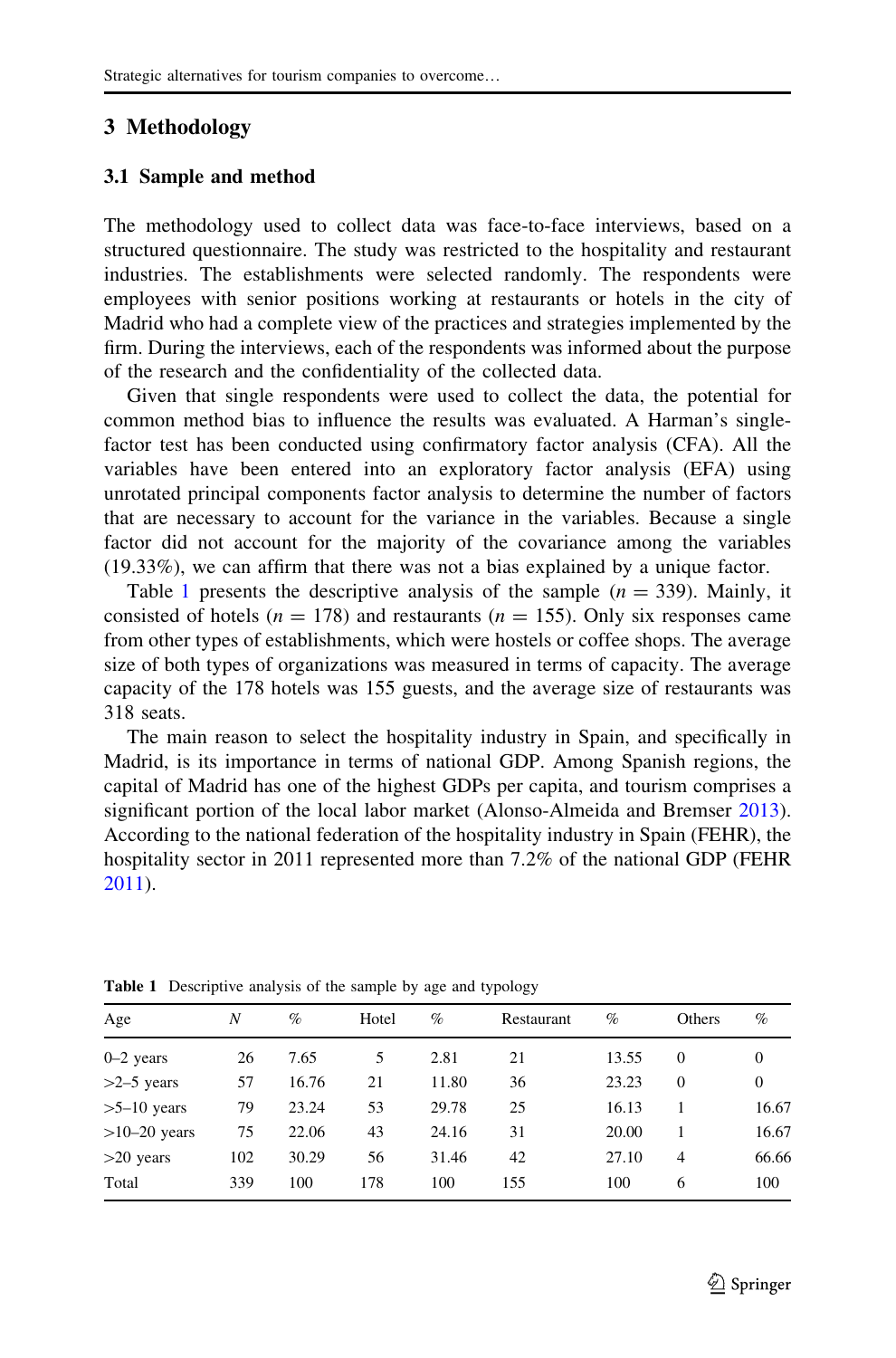## 3 Methodology

### 3.1 Sample and method

The methodology used to collect data was face-to-face interviews, based on a structured questionnaire. The study was restricted to the hospitality and restaurant industries. The establishments were selected randomly. The respondents were employees with senior positions working at restaurants or hotels in the city of Madrid who had a complete view of the practices and strategies implemented by the firm. During the interviews, each of the respondents was informed about the purpose of the research and the confidentiality of the collected data.

Given that single respondents were used to collect the data, the potential for common method bias to influence the results was evaluated. A Harman's single-factor test has been conducted using confirmatory factor analysis (CFA). All the variables have been entered into an exploratory factor analysis (EFA) using unrotated principal components factor analysis to determine the number of factors that are necessary to account for the variance in the variables. Because a single factor did not account for the majority of the covariance among the variables (19.33%), we can affirm that there was not a bias explained by a unique factor.

Table 1 presents the descriptive analysis of the sample ($n = 339$). Mainly, it consisted of hotels ($n = 178$) and restaurants ($n = 155$). Only six responses came from other types of establishments, which were hostels or coffee shops. The average size of both types of organizations was measured in terms of capacity. The average capacity of the 178 hotels was 155 guests, and the average size of restaurants was 318 seats.

The main reason to select the hospitality industry in Spain, and specifically in Madrid, is its importance in terms of national GDP. Among Spanish regions, the capital of Madrid has one of the highest GDPs per capita, and tourism comprises a significant portion of the local labor market (Alonso-Almeida and Bremser 2013). According to the national federation of the hospitality industry in Spain (FEHR), the hospitality sector in 2011 represented more than 7.2% of the national GDP (FEHR 2011).

**Table 1** Descriptive analysis of the sample by age and typology

| Age | N | % | Hotel | % | Restaurant | % | Others | % |
|---|---|---|---|---|---|---|---|---|
| 0–2 years | 26 | 7.65 | 5 | 2.81 | 21 | 13.55 | 0 | 0 |
| >2–5 years | 57 | 16.76 | 21 | 11.80 | 36 | 23.23 | 0 | 0 |
| >5–10 years | 79 | 23.24 | 53 | 29.78 | 25 | 16.13 | 1 | 16.67 |
| >10–20 years | 75 | 22.06 | 43 | 24.16 | 31 | 20.00 | 1 | 16.67 |
| >20 years | 102 | 30.29 | 56 | 31.46 | 42 | 27.10 | 4 | 66.66 |
| Total | 339 | 100 | 178 | 100 | 155 | 100 | 6 | 100 |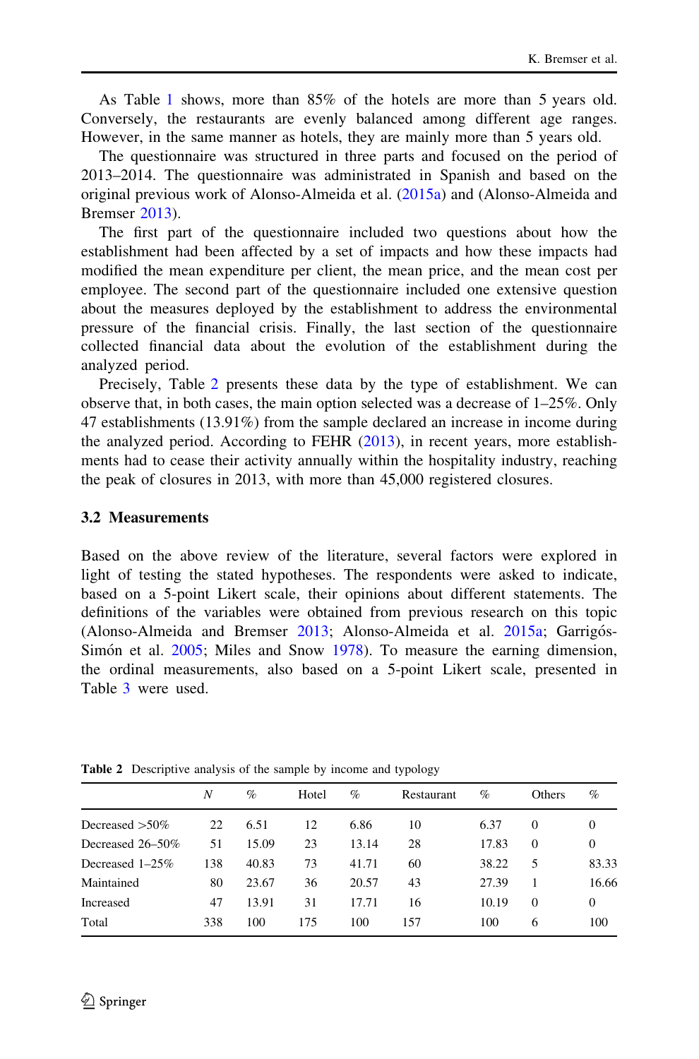As Table 1 shows, more than 85% of the hotels are more than 5 years old. Conversely, the restaurants are evenly balanced among different age ranges. However, in the same manner as hotels, they are mainly more than 5 years old.

The questionnaire was structured in three parts and focused on the period of 2013–2014. The questionnaire was administrated in Spanish and based on the original previous work of Alonso-Almeida et al. (2015a) and (Alonso-Almeida and Bremser 2013).

The first part of the questionnaire included two questions about how the establishment had been affected by a set of impacts and how these impacts had modified the mean expenditure per client, the mean price, and the mean cost per employee. The second part of the questionnaire included one extensive question about the measures deployed by the establishment to address the environmental pressure of the financial crisis. Finally, the last section of the questionnaire collected financial data about the evolution of the establishment during the analyzed period.

Precisely, Table 2 presents these data by the type of establishment. We can observe that, in both cases, the main option selected was a decrease of 1–25%. Only 47 establishments (13.91%) from the sample declared an increase in income during the analyzed period. According to FEHR (2013), in recent years, more establishments had to cease their activity annually within the hospitality industry, reaching the peak of closures in 2013, with more than 45,000 registered closures.

### 3.2 Measurements

Based on the above review of the literature, several factors were explored in light of testing the stated hypotheses. The respondents were asked to indicate, based on a 5-point Likert scale, their opinions about different statements. The definitions of the variables were obtained from previous research on this topic (Alonso-Almeida and Bremser 2013; Alonso-Almeida et al. 2015a; Garrigós-Simón et al. 2005; Miles and Snow 1978). To measure the earning dimension, the ordinal measurements, also based on a 5-point Likert scale, presented in Table 3 were used.

**Table 2** Descriptive analysis of the sample by income and typology

| | *N* | % | Hotel | % | Restaurant | % | Others | % |
|---|---|---|---|---|---|---|---|---|
| Decreased >50% | 22 | 6.51 | 12 | 6.86 | 10 | 6.37 | 0 | 0 |
| Decreased 26–50% | 51 | 15.09 | 23 | 13.14 | 28 | 17.83 | 0 | 0 |
| Decreased 1–25% | 138 | 40.83 | 73 | 41.71 | 60 | 38.22 | 5 | 83.33 |
| Maintained | 80 | 23.67 | 36 | 20.57 | 43 | 27.39 | 1 | 16.66 |
| Increased | 47 | 13.91 | 31 | 17.71 | 16 | 10.19 | 0 | 0 |
| Total | 338 | 100 | 175 | 100 | 157 | 100 | 6 | 100 |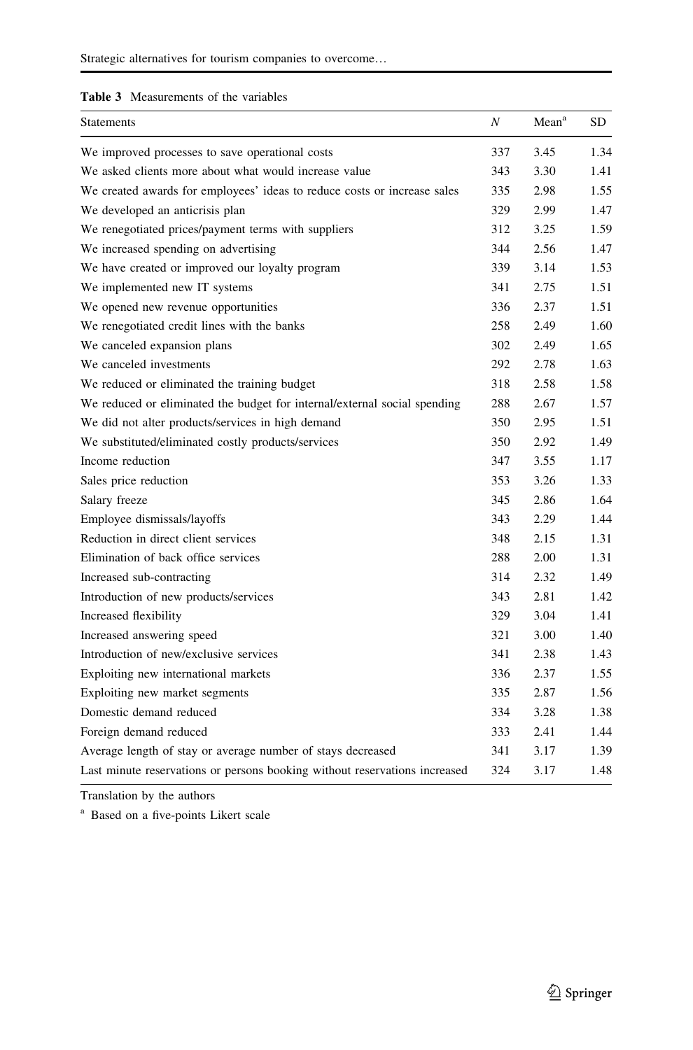**Table 3** Measurements of the variables

| Statements | $N$ | Mean[a] | SD |
|---|---|---|---|
| We improved processes to save operational costs | 337 | 3.45 | 1.34 |
| We asked clients more about what would increase value | 343 | 3.30 | 1.41 |
| We created awards for employees' ideas to reduce costs or increase sales | 335 | 2.98 | 1.55 |
| We developed an anticrisis plan | 329 | 2.99 | 1.47 |
| We renegotiated prices/payment terms with suppliers | 312 | 3.25 | 1.59 |
| We increased spending on advertising | 344 | 2.56 | 1.47 |
| We have created or improved our loyalty program | 339 | 3.14 | 1.53 |
| We implemented new IT systems | 341 | 2.75 | 1.51 |
| We opened new revenue opportunities | 336 | 2.37 | 1.51 |
| We renegotiated credit lines with the banks | 258 | 2.49 | 1.60 |
| We canceled expansion plans | 302 | 2.49 | 1.65 |
| We canceled investments | 292 | 2.78 | 1.63 |
| We reduced or eliminated the training budget | 318 | 2.58 | 1.58 |
| We reduced or eliminated the budget for internal/external social spending | 288 | 2.67 | 1.57 |
| We did not alter products/services in high demand | 350 | 2.95 | 1.51 |
| We substituted/eliminated costly products/services | 350 | 2.92 | 1.49 |
| Income reduction | 347 | 3.55 | 1.17 |
| Sales price reduction | 353 | 3.26 | 1.33 |
| Salary freeze | 345 | 2.86 | 1.64 |
| Employee dismissals/layoffs | 343 | 2.29 | 1.44 |
| Reduction in direct client services | 348 | 2.15 | 1.31 |
| Elimination of back office services | 288 | 2.00 | 1.31 |
| Increased sub-contracting | 314 | 2.32 | 1.49 |
| Introduction of new products/services | 343 | 2.81 | 1.42 |
| Increased flexibility | 329 | 3.04 | 1.41 |
| Increased answering speed | 321 | 3.00 | 1.40 |
| Introduction of new/exclusive services | 341 | 2.38 | 1.43 |
| Exploiting new international markets | 336 | 2.37 | 1.55 |
| Exploiting new market segments | 335 | 2.87 | 1.56 |
| Domestic demand reduced | 334 | 3.28 | 1.38 |
| Foreign demand reduced | 333 | 2.41 | 1.44 |
| Average length of stay or average number of stays decreased | 341 | 3.17 | 1.39 |
| Last minute reservations or persons booking without reservations increased | 324 | 3.17 | 1.48 |

Translation by the authors

[a] Based on a five-points Likert scale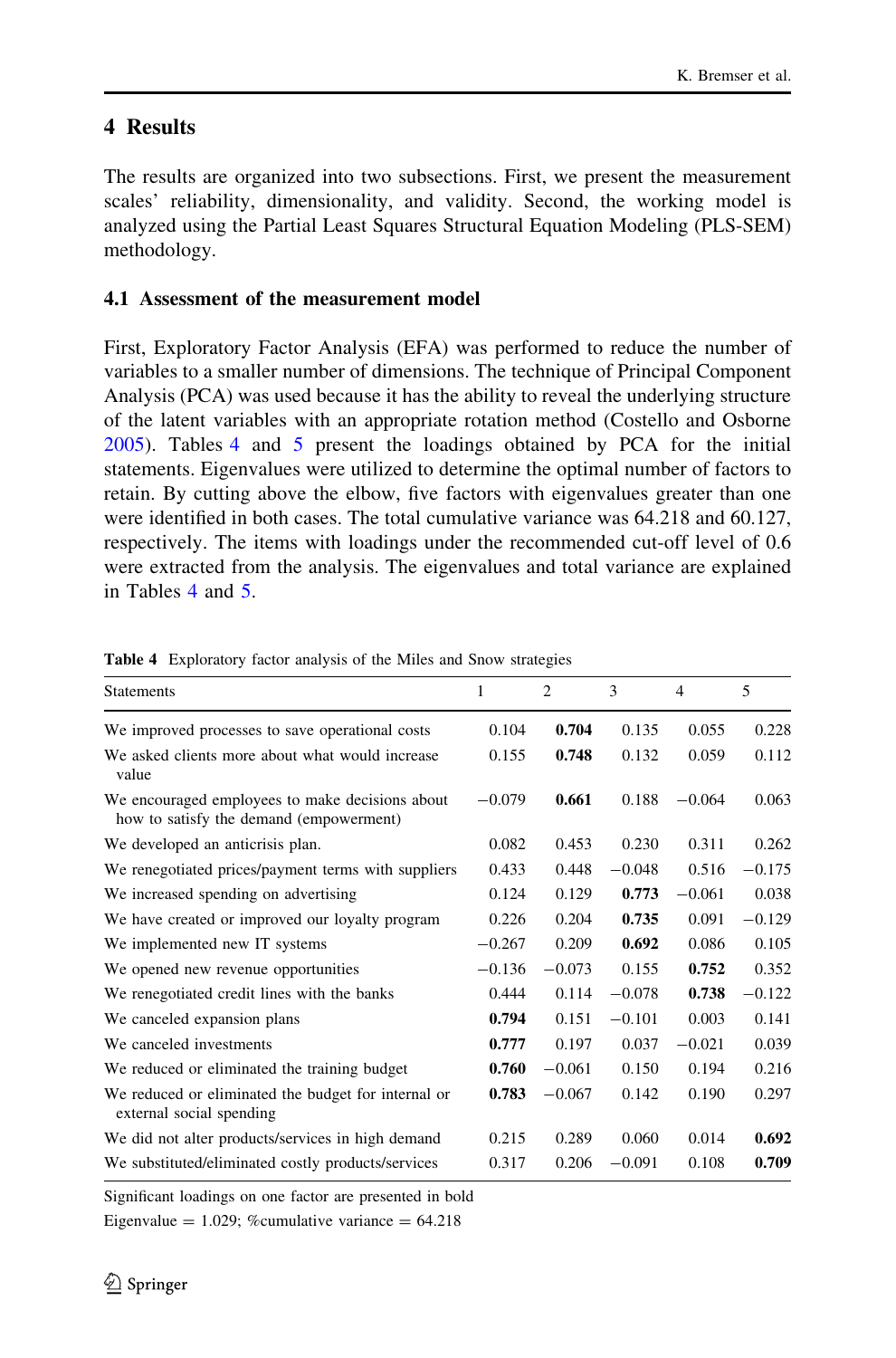## 4 Results

The results are organized into two subsections. First, we present the measurement scales' reliability, dimensionality, and validity. Second, the working model is analyzed using the Partial Least Squares Structural Equation Modeling (PLS-SEM) methodology.

### 4.1 Assessment of the measurement model

First, Exploratory Factor Analysis (EFA) was performed to reduce the number of variables to a smaller number of dimensions. The technique of Principal Component Analysis (PCA) was used because it has the ability to reveal the underlying structure of the latent variables with an appropriate rotation method (Costello and Osborne 2005). Tables 4 and 5 present the loadings obtained by PCA for the initial statements. Eigenvalues were utilized to determine the optimal number of factors to retain. By cutting above the elbow, five factors with eigenvalues greater than one were identified in both cases. The total cumulative variance was 64.218 and 60.127, respectively. The items with loadings under the recommended cut-off level of 0.6 were extracted from the analysis. The eigenvalues and total variance are explained in Tables 4 and 5.

**Table 4** Exploratory factor analysis of the Miles and Snow strategies

| Statements | 1 | 2 | 3 | 4 | 5 |
|---|---|---|---|---|---|
| We improved processes to save operational costs | 0.104 | **0.704** | 0.135 | 0.055 | 0.228 |
| We asked clients more about what would increase value | 0.155 | **0.748** | 0.132 | 0.059 | 0.112 |
| We encouraged employees to make decisions about how to satisfy the demand (empowerment) | −0.079 | **0.661** | 0.188 | −0.064 | 0.063 |
| We developed an anticrisis plan. | 0.082 | 0.453 | 0.230 | 0.311 | 0.262 |
| We renegotiated prices/payment terms with suppliers | 0.433 | 0.448 | −0.048 | 0.516 | −0.175 |
| We increased spending on advertising | 0.124 | 0.129 | **0.773** | −0.061 | 0.038 |
| We have created or improved our loyalty program | 0.226 | 0.204 | **0.735** | 0.091 | −0.129 |
| We implemented new IT systems | −0.267 | 0.209 | **0.692** | 0.086 | 0.105 |
| We opened new revenue opportunities | −0.136 | −0.073 | 0.155 | **0.752** | 0.352 |
| We renegotiated credit lines with the banks | 0.444 | 0.114 | −0.078 | **0.738** | −0.122 |
| We canceled expansion plans | **0.794** | 0.151 | −0.101 | 0.003 | 0.141 |
| We canceled investments | **0.777** | 0.197 | 0.037 | −0.021 | 0.039 |
| We reduced or eliminated the training budget | **0.760** | −0.061 | 0.150 | 0.194 | 0.216 |
| We reduced or eliminated the budget for internal or external social spending | **0.783** | −0.067 | 0.142 | 0.190 | 0.297 |
| We did not alter products/services in high demand | 0.215 | 0.289 | 0.060 | 0.014 | **0.692** |
| We substituted/eliminated costly products/services | 0.317 | 0.206 | −0.091 | 0.108 | **0.709** |

Significant loadings on one factor are presented in bold

Eigenvalue = 1.029; %cumulative variance = 64.218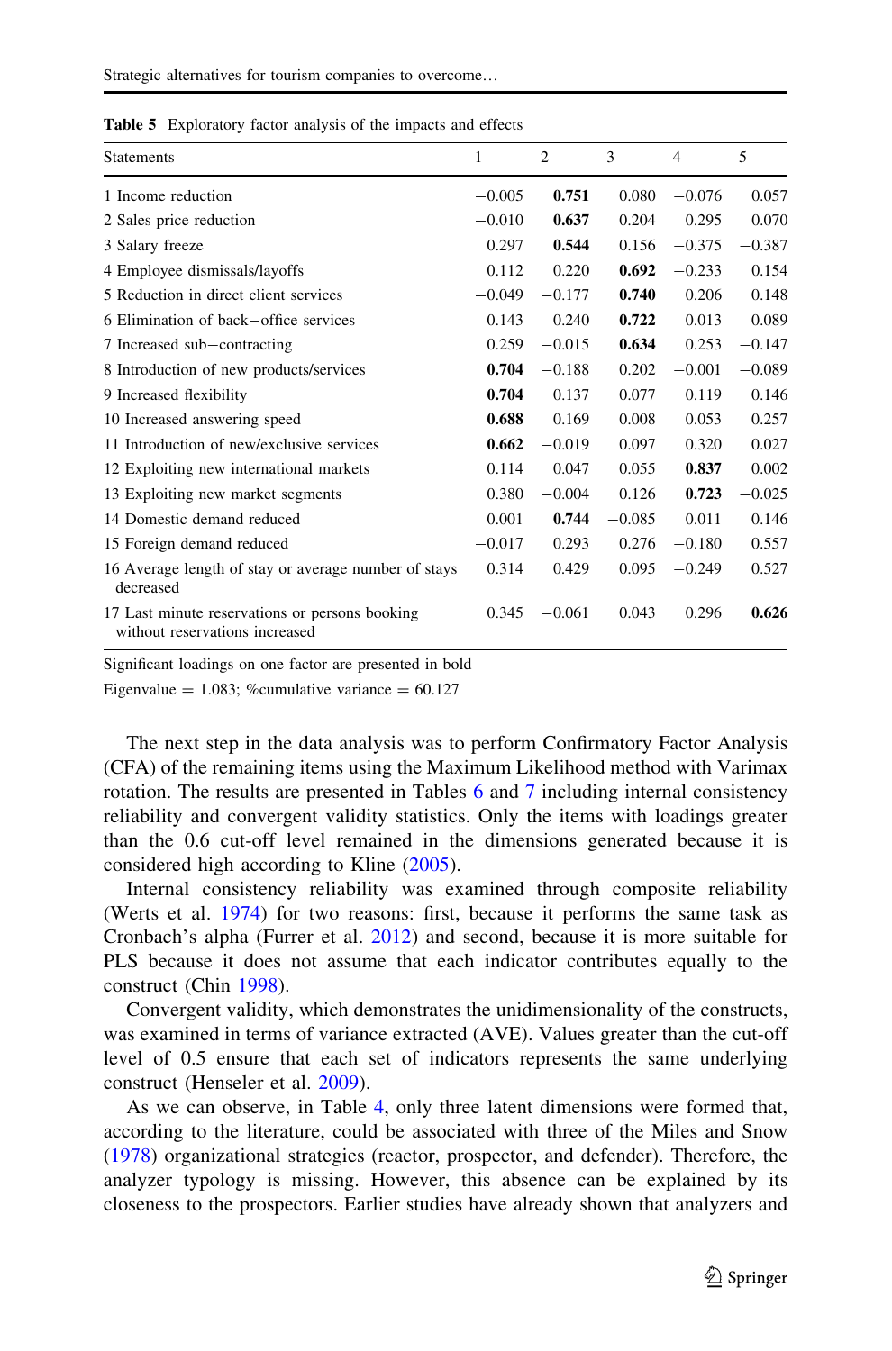**Table 5** Exploratory factor analysis of the impacts and effects

| Statements | 1 | 2 | 3 | 4 | 5 |
|---|---|---|---|---|---|
| 1 Income reduction | −0.005 | **0.751** | 0.080 | −0.076 | 0.057 |
| 2 Sales price reduction | −0.010 | **0.637** | 0.204 | 0.295 | 0.070 |
| 3 Salary freeze | 0.297 | **0.544** | 0.156 | −0.375 | −0.387 |
| 4 Employee dismissals/layoffs | 0.112 | 0.220 | **0.692** | −0.233 | 0.154 |
| 5 Reduction in direct client services | −0.049 | −0.177 | **0.740** | 0.206 | 0.148 |
| 6 Elimination of back−office services | 0.143 | 0.240 | **0.722** | 0.013 | 0.089 |
| 7 Increased sub−contracting | 0.259 | −0.015 | **0.634** | 0.253 | −0.147 |
| 8 Introduction of new products/services | **0.704** | −0.188 | 0.202 | −0.001 | −0.089 |
| 9 Increased flexibility | **0.704** | 0.137 | 0.077 | 0.119 | 0.146 |
| 10 Increased answering speed | **0.688** | 0.169 | 0.008 | 0.053 | 0.257 |
| 11 Introduction of new/exclusive services | **0.662** | −0.019 | 0.097 | 0.320 | 0.027 |
| 12 Exploiting new international markets | 0.114 | 0.047 | 0.055 | **0.837** | 0.002 |
| 13 Exploiting new market segments | 0.380 | −0.004 | 0.126 | **0.723** | −0.025 |
| 14 Domestic demand reduced | 0.001 | **0.744** | −0.085 | 0.011 | 0.146 |
| 15 Foreign demand reduced | −0.017 | 0.293 | 0.276 | −0.180 | 0.557 |
| 16 Average length of stay or average number of stays decreased | 0.314 | 0.429 | 0.095 | −0.249 | 0.527 |
| 17 Last minute reservations or persons booking without reservations increased | 0.345 | −0.061 | 0.043 | 0.296 | **0.626** |

Significant loadings on one factor are presented in bold

Eigenvalue = 1.083; %cumulative variance = 60.127

The next step in the data analysis was to perform Confirmatory Factor Analysis (CFA) of the remaining items using the Maximum Likelihood method with Varimax rotation. The results are presented in Tables 6 and 7 including internal consistency reliability and convergent validity statistics. Only the items with loadings greater than the 0.6 cut-off level remained in the dimensions generated because it is considered high according to Kline (2005).

Internal consistency reliability was examined through composite reliability (Werts et al. 1974) for two reasons: first, because it performs the same task as Cronbach's alpha (Furrer et al. 2012) and second, because it is more suitable for PLS because it does not assume that each indicator contributes equally to the construct (Chin 1998).

Convergent validity, which demonstrates the unidimensionality of the constructs, was examined in terms of variance extracted (AVE). Values greater than the cut-off level of 0.5 ensure that each set of indicators represents the same underlying construct (Henseler et al. 2009).

As we can observe, in Table 4, only three latent dimensions were formed that, according to the literature, could be associated with three of the Miles and Snow (1978) organizational strategies (reactor, prospector, and defender). Therefore, the analyzer typology is missing. However, this absence can be explained by its closeness to the prospectors. Earlier studies have already shown that analyzers and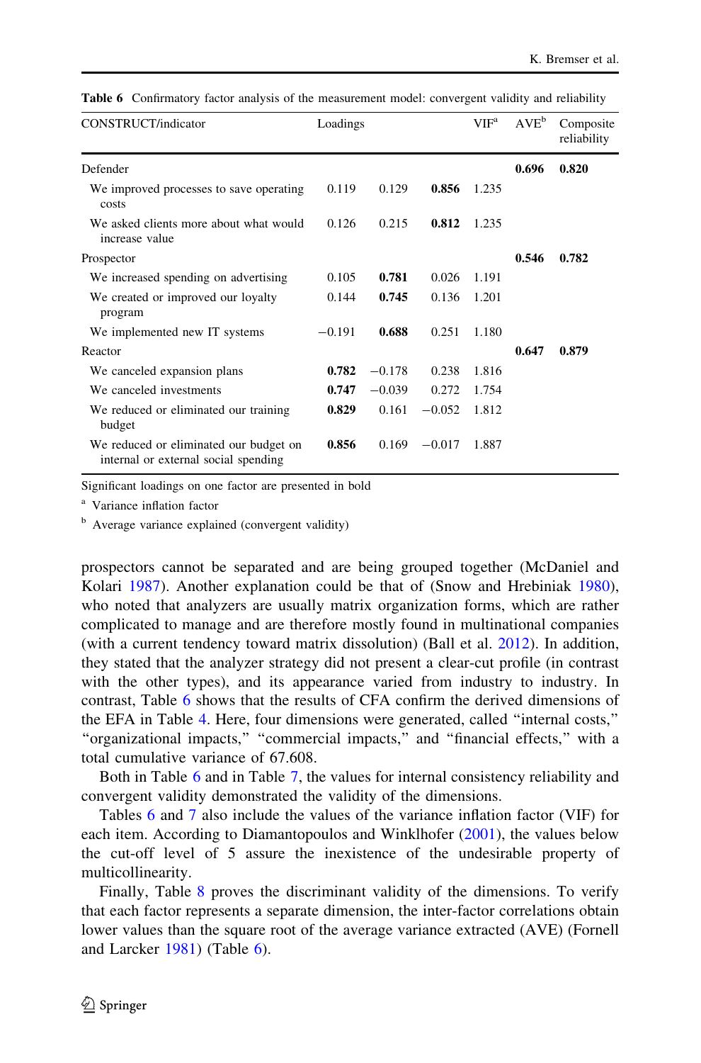**Table 6** Confirmatory factor analysis of the measurement model: convergent validity and reliability

| CONSTRUCT/indicator | Loadings | | | VIF[a] | AVE[b] | Composite reliability |
|---|---|---|---|---|---|---|
| Defender | | | | | **0.696** | **0.820** |
| We improved processes to save operating costs | 0.119 | 0.129 | **0.856** | 1.235 | | |
| We asked clients more about what would increase value | 0.126 | 0.215 | **0.812** | 1.235 | | |
| Prospector | | | | | **0.546** | **0.782** |
| We increased spending on advertising | 0.105 | **0.781** | 0.026 | 1.191 | | |
| We created or improved our loyalty program | 0.144 | **0.745** | 0.136 | 1.201 | | |
| We implemented new IT systems | −0.191 | **0.688** | 0.251 | 1.180 | | |
| Reactor | | | | | **0.647** | **0.879** |
| We canceled expansion plans | **0.782** | −0.178 | 0.238 | 1.816 | | |
| We canceled investments | **0.747** | −0.039 | 0.272 | 1.754 | | |
| We reduced or eliminated our training budget | **0.829** | 0.161 | −0.052 | 1.812 | | |
| We reduced or eliminated our budget on internal or external social spending | **0.856** | 0.169 | −0.017 | 1.887 | | |

Significant loadings on one factor are presented in bold

[a] Variance inflation factor

[b] Average variance explained (convergent validity)

prospectors cannot be separated and are being grouped together (McDaniel and Kolari 1987). Another explanation could be that of (Snow and Hrebiniak 1980), who noted that analyzers are usually matrix organization forms, which are rather complicated to manage and are therefore mostly found in multinational companies (with a current tendency toward matrix dissolution) (Ball et al. 2012). In addition, they stated that the analyzer strategy did not present a clear-cut profile (in contrast with the other types), and its appearance varied from industry to industry. In contrast, Table 6 shows that the results of CFA confirm the derived dimensions of the EFA in Table 4. Here, four dimensions were generated, called "internal costs," "organizational impacts," "commercial impacts," and "financial effects," with a total cumulative variance of 67.608.

Both in Table 6 and in Table 7, the values for internal consistency reliability and convergent validity demonstrated the validity of the dimensions.

Tables 6 and 7 also include the values of the variance inflation factor (VIF) for each item. According to Diamantopoulos and Winklhofer (2001), the values below the cut-off level of 5 assure the inexistence of the undesirable property of multicollinearity.

Finally, Table 8 proves the discriminant validity of the dimensions. To verify that each factor represents a separate dimension, the inter-factor correlations obtain lower values than the square root of the average variance extracted (AVE) (Fornell and Larcker 1981) (Table 6).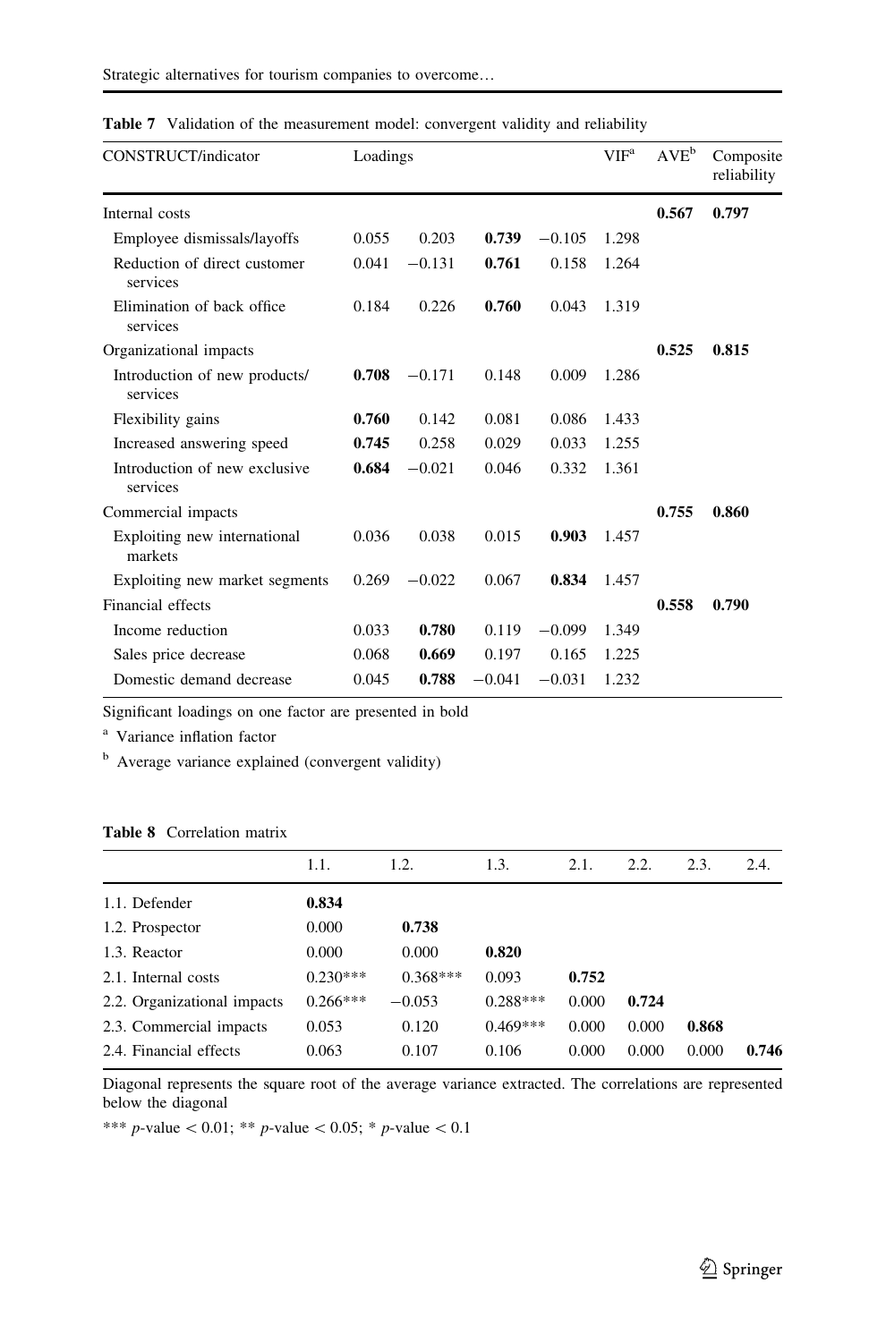**Table 7** Validation of the measurement model: convergent validity and reliability

| CONSTRUCT/indicator | Loadings | | | | VIF[a] | AVE[b] | Composite reliability |
|---|---|---|---|---|---|---|---|
| Internal costs | | | | | | **0.567** | **0.797** |
| Employee dismissals/layoffs | 0.055 | 0.203 | **0.739** | −0.105 | 1.298 | | |
| Reduction of direct customer services | 0.041 | −0.131 | **0.761** | 0.158 | 1.264 | | |
| Elimination of back office services | 0.184 | 0.226 | **0.760** | 0.043 | 1.319 | | |
| Organizational impacts | | | | | | **0.525** | **0.815** |
| Introduction of new products/services | **0.708** | −0.171 | 0.148 | 0.009 | 1.286 | | |
| Flexibility gains | **0.760** | 0.142 | 0.081 | 0.086 | 1.433 | | |
| Increased answering speed | **0.745** | 0.258 | 0.029 | 0.033 | 1.255 | | |
| Introduction of new exclusive services | **0.684** | −0.021 | 0.046 | 0.332 | 1.361 | | |
| Commercial impacts | | | | | | **0.755** | **0.860** |
| Exploiting new international markets | 0.036 | 0.038 | 0.015 | **0.903** | 1.457 | | |
| Exploiting new market segments | 0.269 | −0.022 | 0.067 | **0.834** | 1.457 | | |
| Financial effects | | | | | | **0.558** | **0.790** |
| Income reduction | 0.033 | **0.780** | 0.119 | −0.099 | 1.349 | | |
| Sales price decrease | 0.068 | **0.669** | 0.197 | 0.165 | 1.225 | | |
| Domestic demand decrease | 0.045 | **0.788** | −0.041 | −0.031 | 1.232 | | |

Significant loadings on one factor are presented in bold

[a] Variance inflation factor

[b] Average variance explained (convergent validity)

**Table 8** Correlation matrix

| | 1.1. | 1.2. | 1.3. | 2.1. | 2.2. | 2.3. | 2.4. |
|---|---|---|---|---|---|---|---|
| 1.1. Defender | **0.834** | | | | | | |
| 1.2. Prospector | 0.000 | **0.738** | | | | | |
| 1.3. Reactor | 0.000 | 0.000 | **0.820** | | | | |
| 2.1. Internal costs | 0.230*** | 0.368*** | 0.093 | **0.752** | | | |
| 2.2. Organizational impacts | 0.266*** | −0.053 | 0.288*** | 0.000 | **0.724** | | |
| 2.3. Commercial impacts | 0.053 | 0.120 | 0.469*** | 0.000 | 0.000 | **0.868** | |
| 2.4. Financial effects | 0.063 | 0.107 | 0.106 | 0.000 | 0.000 | 0.000 | **0.746** |

Diagonal represents the square root of the average variance extracted. The correlations are represented below the diagonal

*** $p$-value $< 0.01$; ** $p$-value $< 0.05$; * $p$-value $< 0.1$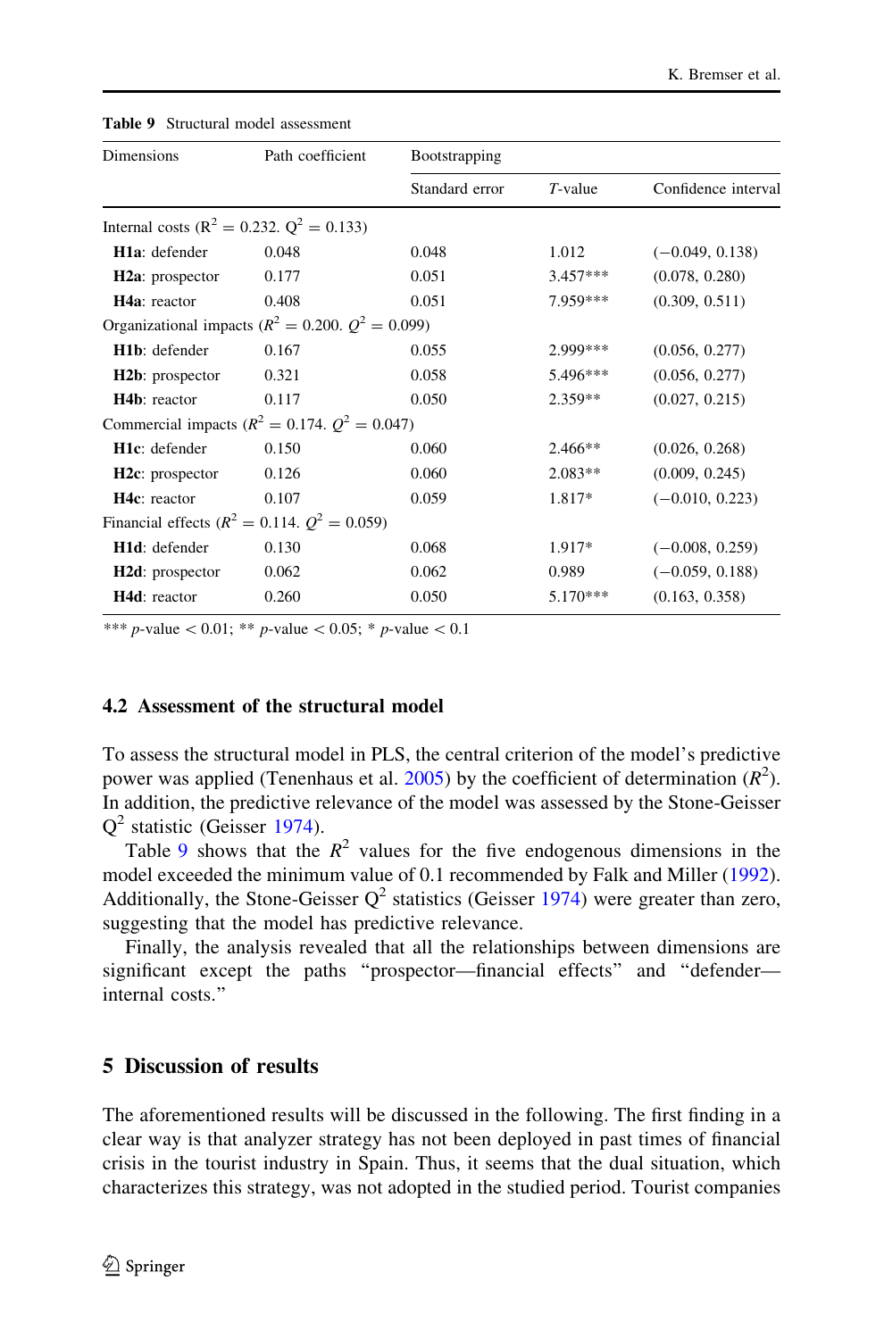**Table 9** Structural model assessment

| Dimensions | Path coefficient | Bootstrapping | | |
|---|---|---|---|---|
| | | Standard error | *T*-value | Confidence interval |
| Internal costs ($R^2 = 0.232$. $Q^2 = 0.133$) | | | | |
| **H1a**: defender | 0.048 | 0.048 | 1.012 | (−0.049, 0.138) |
| **H2a**: prospector | 0.177 | 0.051 | 3.457*** | (0.078, 0.280) |
| **H4a**: reactor | 0.408 | 0.051 | 7.959*** | (0.309, 0.511) |
| Organizational impacts ($R^2 = 0.200$. $Q^2 = 0.099$) | | | | |
| **H1b**: defender | 0.167 | 0.055 | 2.999*** | (0.056, 0.277) |
| **H2b**: prospector | 0.321 | 0.058 | 5.496*** | (0.056, 0.277) |
| **H4b**: reactor | 0.117 | 0.050 | 2.359** | (0.027, 0.215) |
| Commercial impacts ($R^2 = 0.174$. $Q^2 = 0.047$) | | | | |
| **H1c**: defender | 0.150 | 0.060 | 2.466** | (0.026, 0.268) |
| **H2c**: prospector | 0.126 | 0.060 | 2.083** | (0.009, 0.245) |
| **H4c**: reactor | 0.107 | 0.059 | 1.817* | (−0.010, 0.223) |
| Financial effects ($R^2 = 0.114$. $Q^2 = 0.059$) | | | | |
| **H1d**: defender | 0.130 | 0.068 | 1.917* | (−0.008, 0.259) |
| **H2d**: prospector | 0.062 | 0.062 | 0.989 | (−0.059, 0.188) |
| **H4d**: reactor | 0.260 | 0.050 | 5.170*** | (0.163, 0.358) |

*** $p$-value $< 0.01$; ** $p$-value $< 0.05$; * $p$-value $< 0.1$

### 4.2 Assessment of the structural model

To assess the structural model in PLS, the central criterion of the model's predictive power was applied (Tenenhaus et al. 2005) by the coefficient of determination ($R^2$). In addition, the predictive relevance of the model was assessed by the Stone-Geisser $Q^2$ statistic (Geisser 1974).

Table 9 shows that the $R^2$ values for the five endogenous dimensions in the model exceeded the minimum value of 0.1 recommended by Falk and Miller (1992). Additionally, the Stone-Geisser $Q^2$ statistics (Geisser 1974) were greater than zero, suggesting that the model has predictive relevance.

Finally, the analysis revealed that all the relationships between dimensions are significant except the paths "prospector—financial effects" and "defender—internal costs."

## 5 Discussion of results

The aforementioned results will be discussed in the following. The first finding in a clear way is that analyzer strategy has not been deployed in past times of financial crisis in the tourist industry in Spain. Thus, it seems that the dual situation, which characterizes this strategy, was not adopted in the studied period. Tourist companies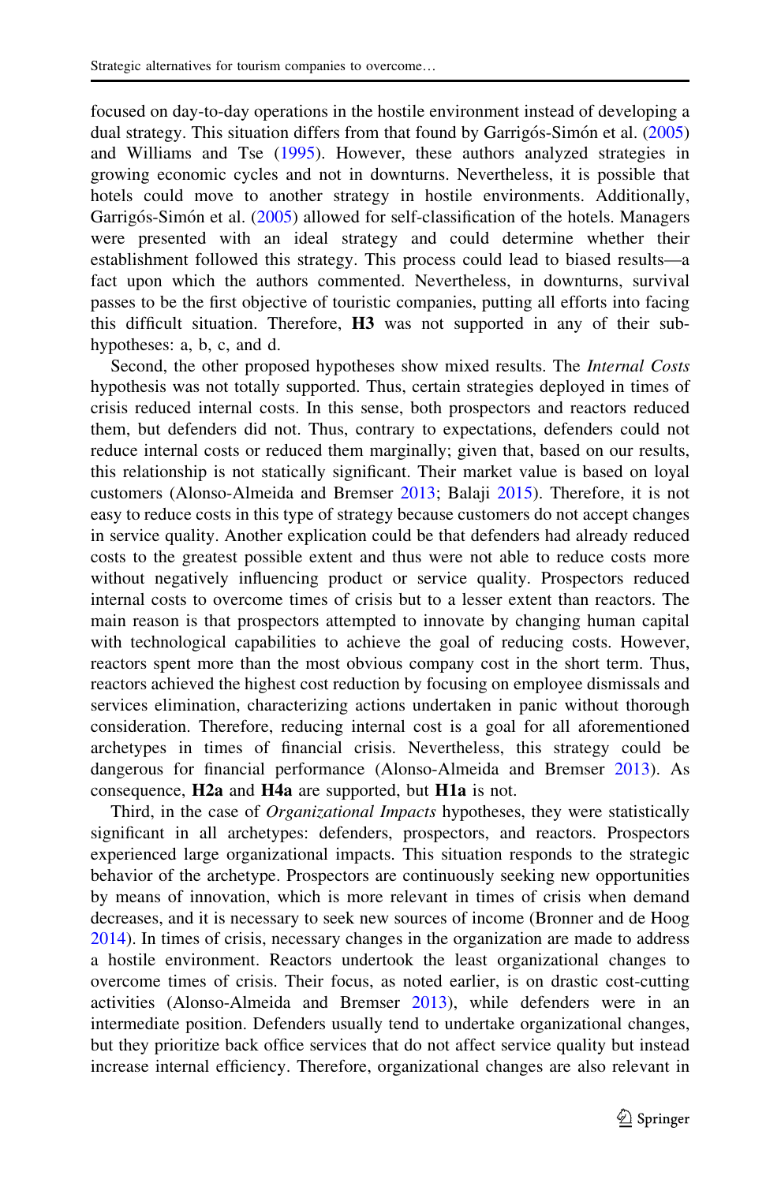focused on day-to-day operations in the hostile environment instead of developing a dual strategy. This situation differs from that found by Garrigós-Simón et al. (2005) and Williams and Tse (1995). However, these authors analyzed strategies in growing economic cycles and not in downturns. Nevertheless, it is possible that hotels could move to another strategy in hostile environments. Additionally, Garrigós-Simón et al. (2005) allowed for self-classification of the hotels. Managers were presented with an ideal strategy and could determine whether their establishment followed this strategy. This process could lead to biased results—a fact upon which the authors commented. Nevertheless, in downturns, survival passes to be the first objective of touristic companies, putting all efforts into facing this difficult situation. Therefore, **H3** was not supported in any of their sub-hypotheses: a, b, c, and d.

Second, the other proposed hypotheses show mixed results. The *Internal Costs* hypothesis was not totally supported. Thus, certain strategies deployed in times of crisis reduced internal costs. In this sense, both prospectors and reactors reduced them, but defenders did not. Thus, contrary to expectations, defenders could not reduce internal costs or reduced them marginally; given that, based on our results, this relationship is not statically significant. Their market value is based on loyal customers (Alonso-Almeida and Bremser 2013; Balaji 2015). Therefore, it is not easy to reduce costs in this type of strategy because customers do not accept changes in service quality. Another explication could be that defenders had already reduced costs to the greatest possible extent and thus were not able to reduce costs more without negatively influencing product or service quality. Prospectors reduced internal costs to overcome times of crisis but to a lesser extent than reactors. The main reason is that prospectors attempted to innovate by changing human capital with technological capabilities to achieve the goal of reducing costs. However, reactors spent more than the most obvious company cost in the short term. Thus, reactors achieved the highest cost reduction by focusing on employee dismissals and services elimination, characterizing actions undertaken in panic without thorough consideration. Therefore, reducing internal cost is a goal for all aforementioned archetypes in times of financial crisis. Nevertheless, this strategy could be dangerous for financial performance (Alonso-Almeida and Bremser 2013). As consequence, **H2a** and **H4a** are supported, but **H1a** is not.

Third, in the case of *Organizational Impacts* hypotheses, they were statistically significant in all archetypes: defenders, prospectors, and reactors. Prospectors experienced large organizational impacts. This situation responds to the strategic behavior of the archetype. Prospectors are continuously seeking new opportunities by means of innovation, which is more relevant in times of crisis when demand decreases, and it is necessary to seek new sources of income (Bronner and de Hoog 2014). In times of crisis, necessary changes in the organization are made to address a hostile environment. Reactors undertook the least organizational changes to overcome times of crisis. Their focus, as noted earlier, is on drastic cost-cutting activities (Alonso-Almeida and Bremser 2013), while defenders were in an intermediate position. Defenders usually tend to undertake organizational changes, but they prioritize back office services that do not affect service quality but instead increase internal efficiency. Therefore, organizational changes are also relevant in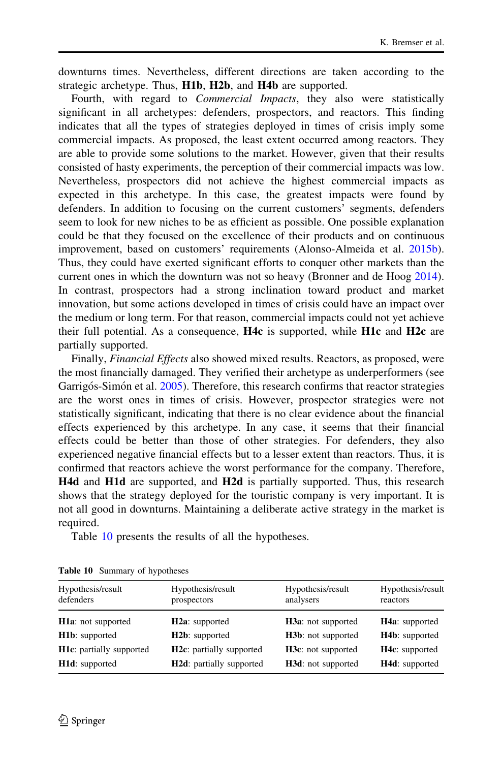downturns times. Nevertheless, different directions are taken according to the strategic archetype. Thus, **H1b**, **H2b**, and **H4b** are supported.

Fourth, with regard to *Commercial Impacts*, they also were statistically significant in all archetypes: defenders, prospectors, and reactors. This finding indicates that all the types of strategies deployed in times of crisis imply some commercial impacts. As proposed, the least extent occurred among reactors. They are able to provide some solutions to the market. However, given that their results consisted of hasty experiments, the perception of their commercial impacts was low. Nevertheless, prospectors did not achieve the highest commercial impacts as expected in this archetype. In this case, the greatest impacts were found by defenders. In addition to focusing on the current customers' segments, defenders seem to look for new niches to be as efficient as possible. One possible explanation could be that they focused on the excellence of their products and on continuous improvement, based on customers' requirements (Alonso-Almeida et al. 2015b). Thus, they could have exerted significant efforts to conquer other markets than the current ones in which the downturn was not so heavy (Bronner and de Hoog 2014). In contrast, prospectors had a strong inclination toward product and market innovation, but some actions developed in times of crisis could have an impact over the medium or long term. For that reason, commercial impacts could not yet achieve their full potential. As a consequence, **H4c** is supported, while **H1c** and **H2c** are partially supported.

Finally, *Financial Effects* also showed mixed results. Reactors, as proposed, were the most financially damaged. They verified their archetype as underperformers (see Garrigós-Simón et al. 2005). Therefore, this research confirms that reactor strategies are the worst ones in times of crisis. However, prospector strategies were not statistically significant, indicating that there is no clear evidence about the financial effects experienced by this archetype. In any case, it seems that their financial effects could be better than those of other strategies. For defenders, they also experienced negative financial effects but to a lesser extent than reactors. Thus, it is confirmed that reactors achieve the worst performance for the company. Therefore, **H4d** and **H1d** are supported, and **H2d** is partially supported. Thus, this research shows that the strategy deployed for the touristic company is very important. It is not all good in downturns. Maintaining a deliberate active strategy in the market is required.

Table 10 presents the results of all the hypotheses.

**Table 10** Summary of hypotheses

| Hypothesis/result defenders | Hypothesis/result prospectors | Hypothesis/result analysers | Hypothesis/result reactors |
|---|---|---|---|
| **H1a**: not supported | **H2a**: supported | **H3a**: not supported | **H4a**: supported |
| **H1b**: supported | **H2b**: supported | **H3b**: not supported | **H4b**: supported |
| **H1c**: partially supported | **H2c**: partially supported | **H3c**: not supported | **H4c**: supported |
| **H1d**: supported | **H2d**: partially supported | **H3d**: not supported | **H4d**: supported |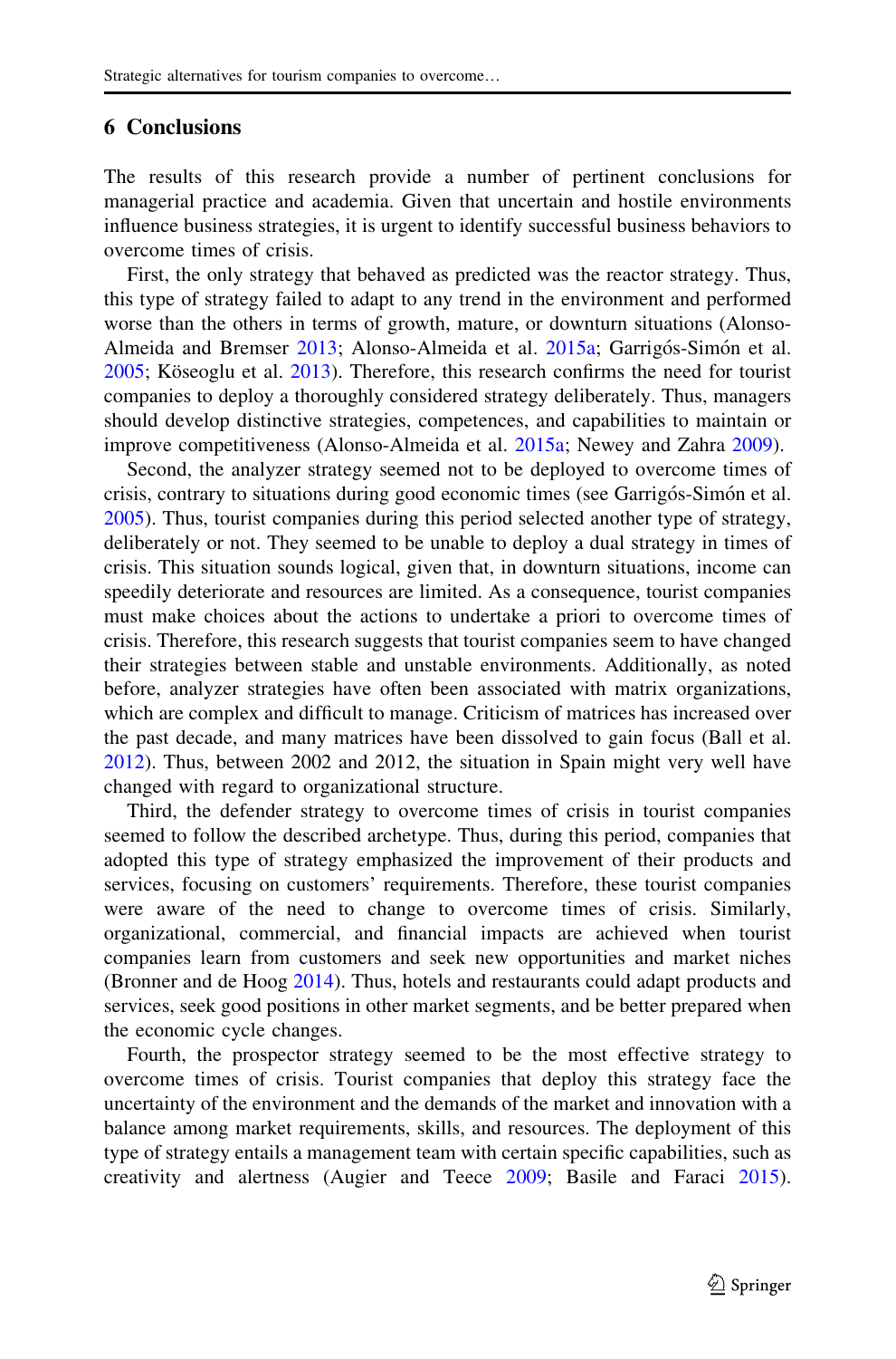## 6 Conclusions

The results of this research provide a number of pertinent conclusions for managerial practice and academia. Given that uncertain and hostile environments influence business strategies, it is urgent to identify successful business behaviors to overcome times of crisis.

First, the only strategy that behaved as predicted was the reactor strategy. Thus, this type of strategy failed to adapt to any trend in the environment and performed worse than the others in terms of growth, mature, or downturn situations (Alonso-Almeida and Bremser 2013; Alonso-Almeida et al. 2015a; Garrigós-Simón et al. 2005; Köseoglu et al. 2013). Therefore, this research confirms the need for tourist companies to deploy a thoroughly considered strategy deliberately. Thus, managers should develop distinctive strategies, competences, and capabilities to maintain or improve competitiveness (Alonso-Almeida et al. 2015a; Newey and Zahra 2009).

Second, the analyzer strategy seemed not to be deployed to overcome times of crisis, contrary to situations during good economic times (see Garrigós-Simón et al. 2005). Thus, tourist companies during this period selected another type of strategy, deliberately or not. They seemed to be unable to deploy a dual strategy in times of crisis. This situation sounds logical, given that, in downturn situations, income can speedily deteriorate and resources are limited. As a consequence, tourist companies must make choices about the actions to undertake a priori to overcome times of crisis. Therefore, this research suggests that tourist companies seem to have changed their strategies between stable and unstable environments. Additionally, as noted before, analyzer strategies have often been associated with matrix organizations, which are complex and difficult to manage. Criticism of matrices has increased over the past decade, and many matrices have been dissolved to gain focus (Ball et al. 2012). Thus, between 2002 and 2012, the situation in Spain might very well have changed with regard to organizational structure.

Third, the defender strategy to overcome times of crisis in tourist companies seemed to follow the described archetype. Thus, during this period, companies that adopted this type of strategy emphasized the improvement of their products and services, focusing on customers' requirements. Therefore, these tourist companies were aware of the need to change to overcome times of crisis. Similarly, organizational, commercial, and financial impacts are achieved when tourist companies learn from customers and seek new opportunities and market niches (Bronner and de Hoog 2014). Thus, hotels and restaurants could adapt products and services, seek good positions in other market segments, and be better prepared when the economic cycle changes.

Fourth, the prospector strategy seemed to be the most effective strategy to overcome times of crisis. Tourist companies that deploy this strategy face the uncertainty of the environment and the demands of the market and innovation with a balance among market requirements, skills, and resources. The deployment of this type of strategy entails a management team with certain specific capabilities, such as creativity and alertness (Augier and Teece 2009; Basile and Faraci 2015).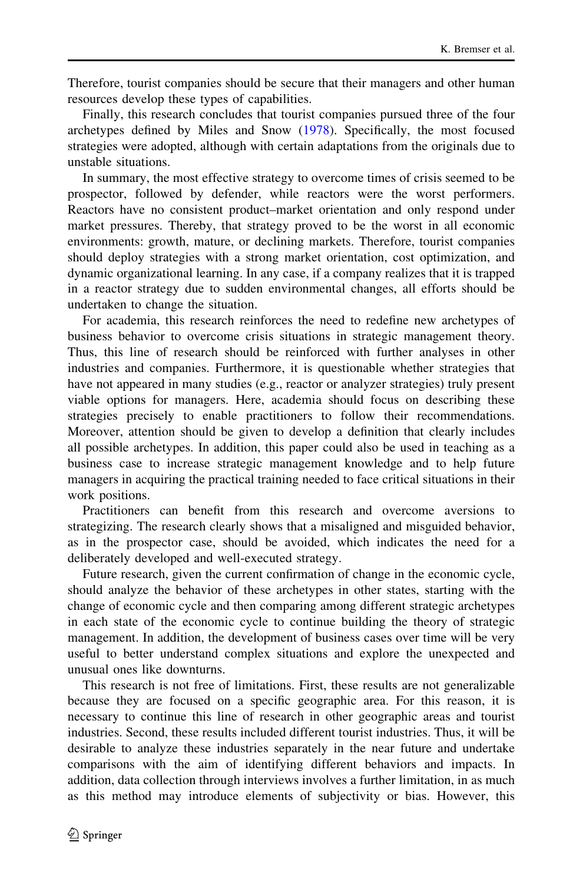Therefore, tourist companies should be secure that their managers and other human resources develop these types of capabilities.

Finally, this research concludes that tourist companies pursued three of the four archetypes defined by Miles and Snow (1978). Specifically, the most focused strategies were adopted, although with certain adaptations from the originals due to unstable situations.

In summary, the most effective strategy to overcome times of crisis seemed to be prospector, followed by defender, while reactors were the worst performers. Reactors have no consistent product–market orientation and only respond under market pressures. Thereby, that strategy proved to be the worst in all economic environments: growth, mature, or declining markets. Therefore, tourist companies should deploy strategies with a strong market orientation, cost optimization, and dynamic organizational learning. In any case, if a company realizes that it is trapped in a reactor strategy due to sudden environmental changes, all efforts should be undertaken to change the situation.

For academia, this research reinforces the need to redefine new archetypes of business behavior to overcome crisis situations in strategic management theory. Thus, this line of research should be reinforced with further analyses in other industries and companies. Furthermore, it is questionable whether strategies that have not appeared in many studies (e.g., reactor or analyzer strategies) truly present viable options for managers. Here, academia should focus on describing these strategies precisely to enable practitioners to follow their recommendations. Moreover, attention should be given to develop a definition that clearly includes all possible archetypes. In addition, this paper could also be used in teaching as a business case to increase strategic management knowledge and to help future managers in acquiring the practical training needed to face critical situations in their work positions.

Practitioners can benefit from this research and overcome aversions to strategizing. The research clearly shows that a misaligned and misguided behavior, as in the prospector case, should be avoided, which indicates the need for a deliberately developed and well-executed strategy.

Future research, given the current confirmation of change in the economic cycle, should analyze the behavior of these archetypes in other states, starting with the change of economic cycle and then comparing among different strategic archetypes in each state of the economic cycle to continue building the theory of strategic management. In addition, the development of business cases over time will be very useful to better understand complex situations and explore the unexpected and unusual ones like downturns.

This research is not free of limitations. First, these results are not generalizable because they are focused on a specific geographic area. For this reason, it is necessary to continue this line of research in other geographic areas and tourist industries. Second, these results included different tourist industries. Thus, it will be desirable to analyze these industries separately in the near future and undertake comparisons with the aim of identifying different behaviors and impacts. In addition, data collection through interviews involves a further limitation, in as much as this method may introduce elements of subjectivity or bias. However, this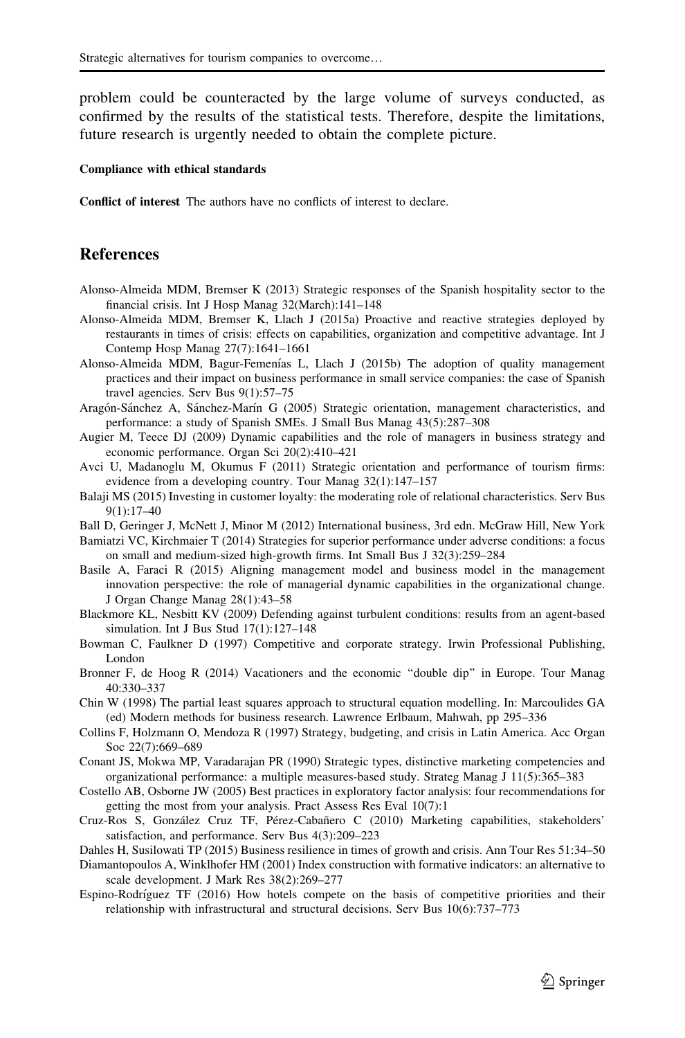problem could be counteracted by the large volume of surveys conducted, as confirmed by the results of the statistical tests. Therefore, despite the limitations, future research is urgently needed to obtain the complete picture.

**Compliance with ethical standards**

**Conflict of interest** The authors have no conflicts of interest to declare.

## References

Alonso-Almeida MDM, Bremser K (2013) Strategic responses of the Spanish hospitality sector to the financial crisis. Int J Hosp Manag 32(March):141–148

Alonso-Almeida MDM, Bremser K, Llach J (2015a) Proactive and reactive strategies deployed by restaurants in times of crisis: effects on capabilities, organization and competitive advantage. Int J Contemp Hosp Manag 27(7):1641–1661

Alonso-Almeida MDM, Bagur-Femenías L, Llach J (2015b) The adoption of quality management practices and their impact on business performance in small service companies: the case of Spanish travel agencies. Serv Bus 9(1):57–75

Aragón-Sánchez A, Sánchez-Marín G (2005) Strategic orientation, management characteristics, and performance: a study of Spanish SMEs. J Small Bus Manag 43(5):287–308

Augier M, Teece DJ (2009) Dynamic capabilities and the role of managers in business strategy and economic performance. Organ Sci 20(2):410–421

Avci U, Madanoglu M, Okumus F (2011) Strategic orientation and performance of tourism firms: evidence from a developing country. Tour Manag 32(1):147–157

Balaji MS (2015) Investing in customer loyalty: the moderating role of relational characteristics. Serv Bus 9(1):17–40

Ball D, Geringer J, McNett J, Minor M (2012) International business, 3rd edn. McGraw Hill, New York

Bamiatzi VC, Kirchmaier T (2014) Strategies for superior performance under adverse conditions: a focus on small and medium-sized high-growth firms. Int Small Bus J 32(3):259–284

Basile A, Faraci R (2015) Aligning management model and business model in the management innovation perspective: the role of managerial dynamic capabilities in the organizational change. J Organ Change Manag 28(1):43–58

Blackmore KL, Nesbitt KV (2009) Defending against turbulent conditions: results from an agent-based simulation. Int J Bus Stud 17(1):127–148

Bowman C, Faulkner D (1997) Competitive and corporate strategy. Irwin Professional Publishing, London

Bronner F, de Hoog R (2014) Vacationers and the economic "double dip" in Europe. Tour Manag 40:330–337

Chin W (1998) The partial least squares approach to structural equation modelling. In: Marcoulides GA (ed) Modern methods for business research. Lawrence Erlbaum, Mahwah, pp 295–336

Collins F, Holzmann O, Mendoza R (1997) Strategy, budgeting, and crisis in Latin America. Acc Organ Soc 22(7):669–689

Conant JS, Mokwa MP, Varadarajan PR (1990) Strategic types, distinctive marketing competencies and organizational performance: a multiple measures-based study. Strateg Manag J 11(5):365–383

Costello AB, Osborne JW (2005) Best practices in exploratory factor analysis: four recommendations for getting the most from your analysis. Pract Assess Res Eval 10(7):1

Cruz-Ros S, González Cruz TF, Pérez-Cabañero C (2010) Marketing capabilities, stakeholders' satisfaction, and performance. Serv Bus 4(3):209–223

Dahles H, Susilowati TP (2015) Business resilience in times of growth and crisis. Ann Tour Res 51:34–50

Diamantopoulos A, Winklhofer HM (2001) Index construction with formative indicators: an alternative to scale development. J Mark Res 38(2):269–277

Espino-Rodríguez TF (2016) How hotels compete on the basis of competitive priorities and their relationship with infrastructural and structural decisions. Serv Bus 10(6):737–773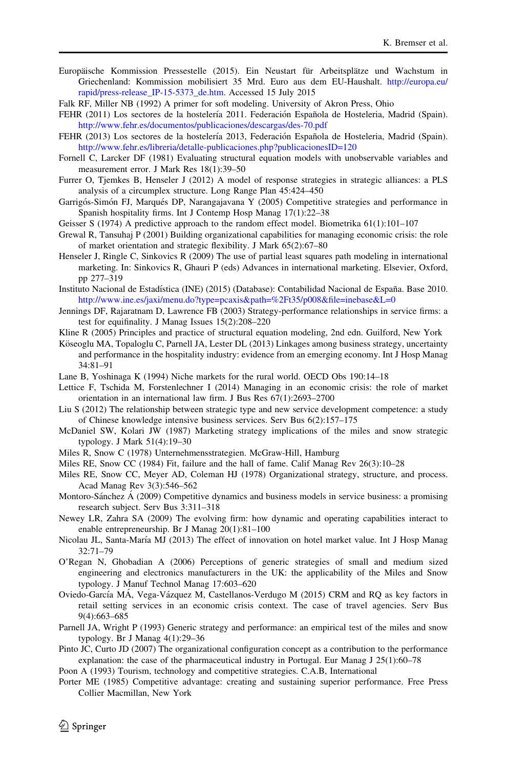Europäische Kommission Pressestelle (2015). Ein Neustart für Arbeitsplätze und Wachstum in Griechenland: Kommission mobilisiert 35 Mrd. Euro aus dem EU-Haushalt. http://europa.eu/rapid/press-release_IP-15-5373_de.htm. Accessed 15 July 2015

Falk RF, Miller NB (1992) A primer for soft modeling. University of Akron Press, Ohio

FEHR (2011) Los sectores de la hostelería 2011. Federación Española de Hosteleria, Madrid (Spain). http://www.fehr.es/documentos/publicaciones/descargas/des-70.pdf

FEHR (2013) Los sectores de la hostelería 2013, Federación Española de Hosteleria, Madrid (Spain). http://www.fehr.es/libreria/detalle-publicaciones.php?publicacionesID=120

Fornell C, Larcker DF (1981) Evaluating structural equation models with unobservable variables and measurement error. J Mark Res 18(1):39–50

Furrer O, Tjemkes B, Henseler J (2012) A model of response strategies in strategic alliances: a PLS analysis of a circumplex structure. Long Range Plan 45:424–450

Garrigós-Simón FJ, Marqués DP, Narangajavana Y (2005) Competitive strategies and performance in Spanish hospitality firms. Int J Contemp Hosp Manag 17(1):22–38

Geisser S (1974) A predictive approach to the random effect model. Biometrika 61(1):101–107

Grewal R, Tansuhaj P (2001) Building organizational capabilities for managing economic crisis: the role of market orientation and strategic flexibility. J Mark 65(2):67–80

Henseler J, Ringle C, Sinkovics R (2009) The use of partial least squares path modeling in international marketing. In: Sinkovics R, Ghauri P (eds) Advances in international marketing. Elsevier, Oxford, pp 277–319

Instituto Nacional de Estadística (INE) (2015) (Database): Contabilidad Nacional de España. Base 2010. http://www.ine.es/jaxi/menu.do?type=pcaxis&path=%2Ft35/p008&file=inebase&L=0

Jennings DF, Rajaratnam D, Lawrence FB (2003) Strategy-performance relationships in service firms: a test for equifinality. J Manag Issues 15(2):208–220

Kline R (2005) Principles and practice of structural equation modeling, 2nd edn. Guilford, New York

Köseoglu MA, Topaloglu C, Parnell JA, Lester DL (2013) Linkages among business strategy, uncertainty and performance in the hospitality industry: evidence from an emerging economy. Int J Hosp Manag 34:81–91

Lane B, Yoshinaga K (1994) Niche markets for the rural world. OECD Obs 190:14–18

Lettice F, Tschida M, Forstenlechner I (2014) Managing in an economic crisis: the role of market orientation in an international law firm. J Bus Res 67(1):2693–2700

Liu S (2012) The relationship between strategic type and new service development competence: a study of Chinese knowledge intensive business services. Serv Bus 6(2):157–175

McDaniel SW, Kolari JW (1987) Marketing strategy implications of the miles and snow strategic typology. J Mark 51(4):19–30

Miles R, Snow C (1978) Unternehmensstrategien. McGraw-Hill, Hamburg

Miles RE, Snow CC (1984) Fit, failure and the hall of fame. Calif Manag Rev 26(3):10–28

Miles RE, Snow CC, Meyer AD, Coleman HJ (1978) Organizational strategy, structure, and process. Acad Manag Rev 3(3):546–562

Montoro-Sánchez Á (2009) Competitive dynamics and business models in service business: a promising research subject. Serv Bus 3:311–318

Newey LR, Zahra SA (2009) The evolving firm: how dynamic and operating capabilities interact to enable entrepreneurship. Br J Manag 20(1):81–100

Nicolau JL, Santa-María MJ (2013) The effect of innovation on hotel market value. Int J Hosp Manag 32:71–79

O'Regan N, Ghobadian A (2006) Perceptions of generic strategies of small and medium sized engineering and electronics manufacturers in the UK: the applicability of the Miles and Snow typology. J Manuf Technol Manag 17:603–620

Oviedo-García MÁ, Vega-Vázquez M, Castellanos-Verdugo M (2015) CRM and RQ as key factors in retail setting services in an economic crisis context. The case of travel agencies. Serv Bus 9(4):663–685

Parnell JA, Wright P (1993) Generic strategy and performance: an empirical test of the miles and snow typology. Br J Manag 4(1):29–36

Pinto JC, Curto JD (2007) The organizational configuration concept as a contribution to the performance explanation: the case of the pharmaceutical industry in Portugal. Eur Manag J 25(1):60–78

Poon A (1993) Tourism, technology and competitive strategies. C.A.B, International

Porter ME (1985) Competitive advantage: creating and sustaining superior performance. Free Press Collier Macmillan, New York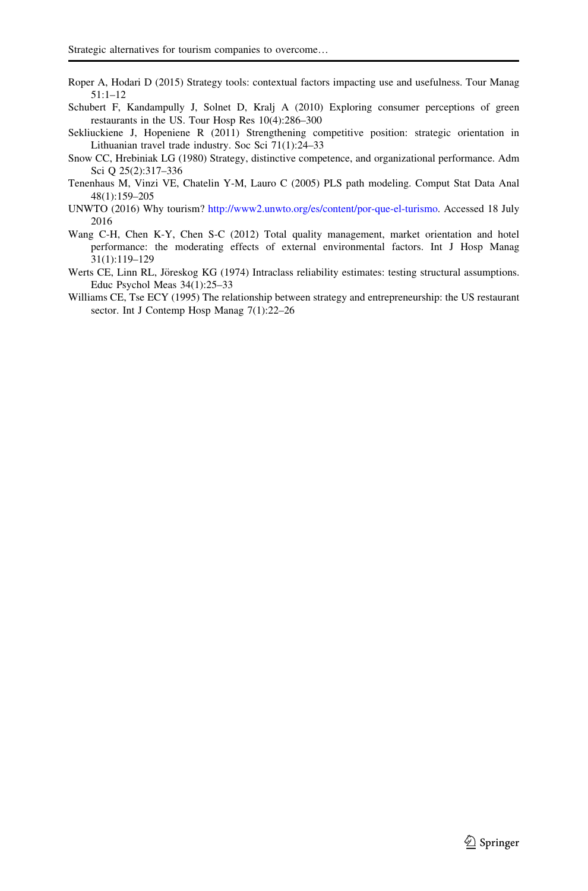Roper A, Hodari D (2015) Strategy tools: contextual factors impacting use and usefulness. Tour Manag 51:1–12

Schubert F, Kandampully J, Solnet D, Kralj A (2010) Exploring consumer perceptions of green restaurants in the US. Tour Hosp Res 10(4):286–300

Sekliuckiene J, Hopeniene R (2011) Strengthening competitive position: strategic orientation in Lithuanian travel trade industry. Soc Sci 71(1):24–33

Snow CC, Hrebiniak LG (1980) Strategy, distinctive competence, and organizational performance. Adm Sci Q 25(2):317–336

Tenenhaus M, Vinzi VE, Chatelin Y-M, Lauro C (2005) PLS path modeling. Comput Stat Data Anal 48(1):159–205

UNWTO (2016) Why tourism? http://www2.unwto.org/es/content/por-que-el-turismo. Accessed 18 July 2016

Wang C-H, Chen K-Y, Chen S-C (2012) Total quality management, market orientation and hotel performance: the moderating effects of external environmental factors. Int J Hosp Manag 31(1):119–129

Werts CE, Linn RL, Jöreskog KG (1974) Intraclass reliability estimates: testing structural assumptions. Educ Psychol Meas 34(1):25–33

Williams CE, Tse ECY (1995) The relationship between strategy and entrepreneurship: the US restaurant sector. Int J Contemp Hosp Manag 7(1):22–26